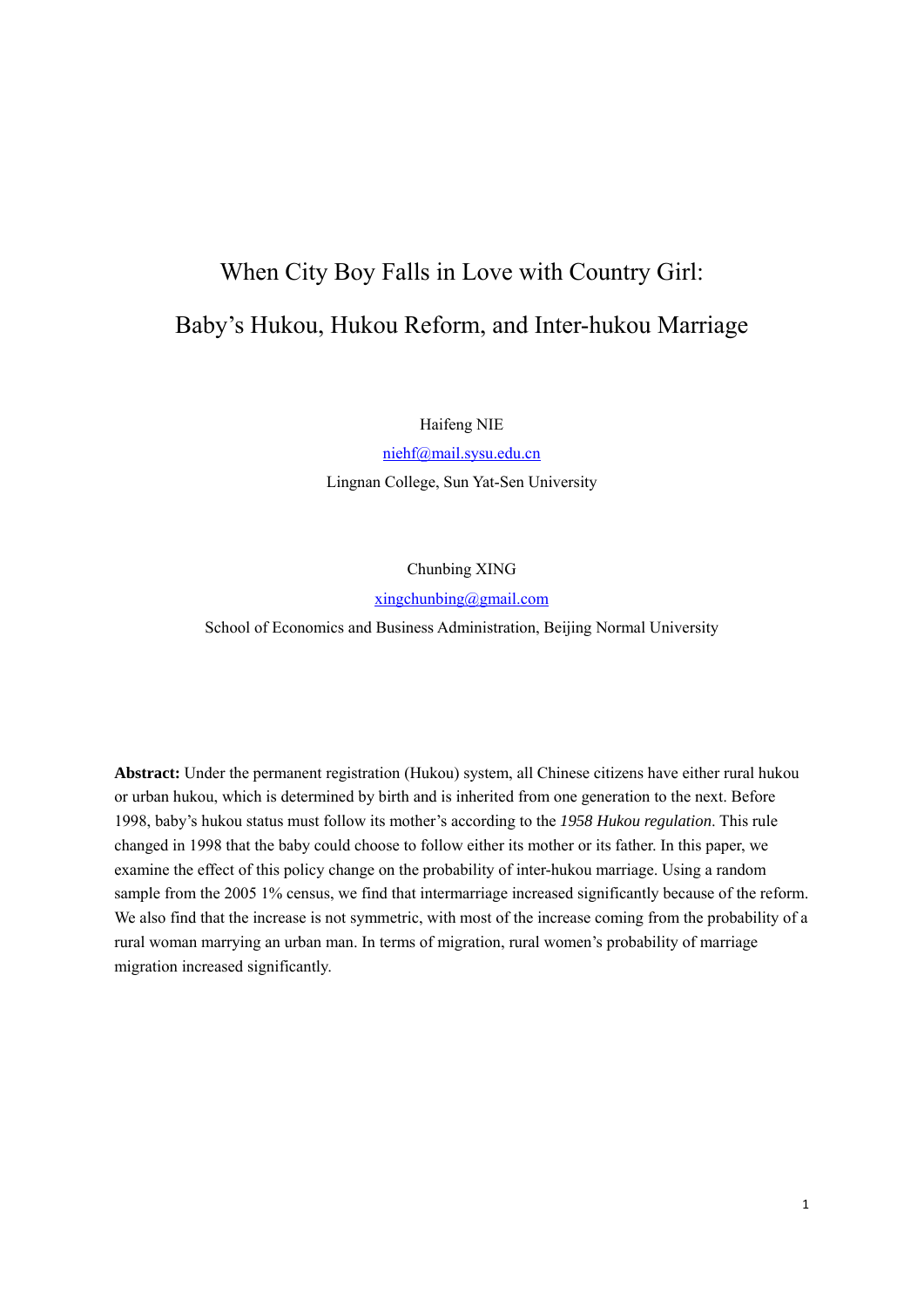# When City Boy Falls in Love with Country Girl:

# Baby's Hukou, Hukou Reform, and Inter-hukou Marriage

Haifeng NIE

niehf@mail.sysu.edu.cn

Lingnan College, Sun Yat-Sen University

Chunbing XING

xingchunbing@gmail.com

School of Economics and Business Administration, Beijing Normal University

**Abstract:** Under the permanent registration (Hukou) system, all Chinese citizens have either rural hukou or urban hukou, which is determined by birth and is inherited from one generation to the next. Before 1998, baby's hukou status must follow its mother's according to the *1958 Hukou regulation*. This rule changed in 1998 that the baby could choose to follow either its mother or its father. In this paper, we examine the effect of this policy change on the probability of inter-hukou marriage. Using a random sample from the 2005 1% census, we find that intermarriage increased significantly because of the reform. We also find that the increase is not symmetric, with most of the increase coming from the probability of a rural woman marrying an urban man. In terms of migration, rural women's probability of marriage migration increased significantly.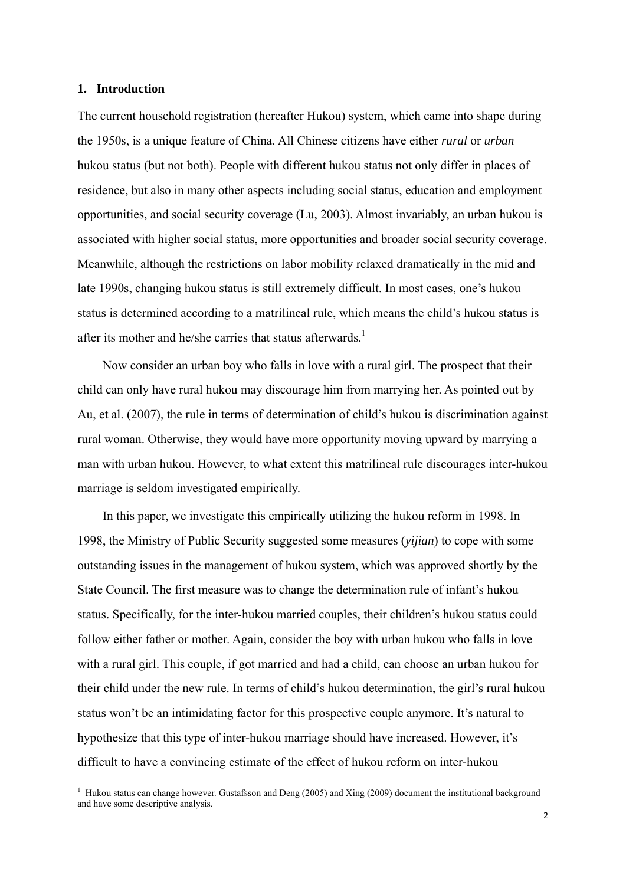## 1. Introduction

The current household registration (hereafter Hukou) system, which came into shape during the 1950s, is a unique feature of China. All Chinese citizens have either *rural* or *urban* hukou status (but not both). People with different hukou status not only differ in places of residence, but also in many other aspects including social status, education and employment opportunities, and social security coverage (Lu, 2003). Almost invariably, an urban hukou is associated with higher social status, more opportunities and broader social security coverage. Meanwhile, although the restrictions on labor mobility relaxed dramatically in the mid and late 1990s, changing hukou status is still extremely difficult. In most cases, one's hukou status is determined according to a matrilineal rule, which means the child's hukou status is after its mother and he/she carries that status afterwards.[1]

Now consider an urban boy who falls in love with a rural girl. The prospect that their child can only have rural hukou may discourage him from marrying her. As pointed out by Au, et al. (2007), the rule in terms of determination of child's hukou is discrimination against rural woman. Otherwise, they would have more opportunity moving upward by marrying a man with urban hukou. However, to what extent this matrilineal rule discourages inter-hukou marriage is seldom investigated empirically.

In this paper, we investigate this empirically utilizing the hukou reform in 1998. In 1998, the Ministry of Public Security suggested some measures (*yijian*) to cope with some outstanding issues in the management of hukou system, which was approved shortly by the State Council. The first measure was to change the determination rule of infant's hukou status. Specifically, for the inter-hukou married couples, their children's hukou status could follow either father or mother. Again, consider the boy with urban hukou who falls in love with a rural girl. This couple, if got married and had a child, can choose an urban hukou for their child under the new rule. In terms of child's hukou determination, the girl's rural hukou status won't be an intimidating factor for this prospective couple anymore. It's natural to hypothesize that this type of inter-hukou marriage should have increased. However, it's difficult to have a convincing estimate of the effect of hukou reform on inter-hukou

[1] Hukou status can change however. Gustafsson and Deng (2005) and Xing (2009) document the institutional background and have some descriptive analysis.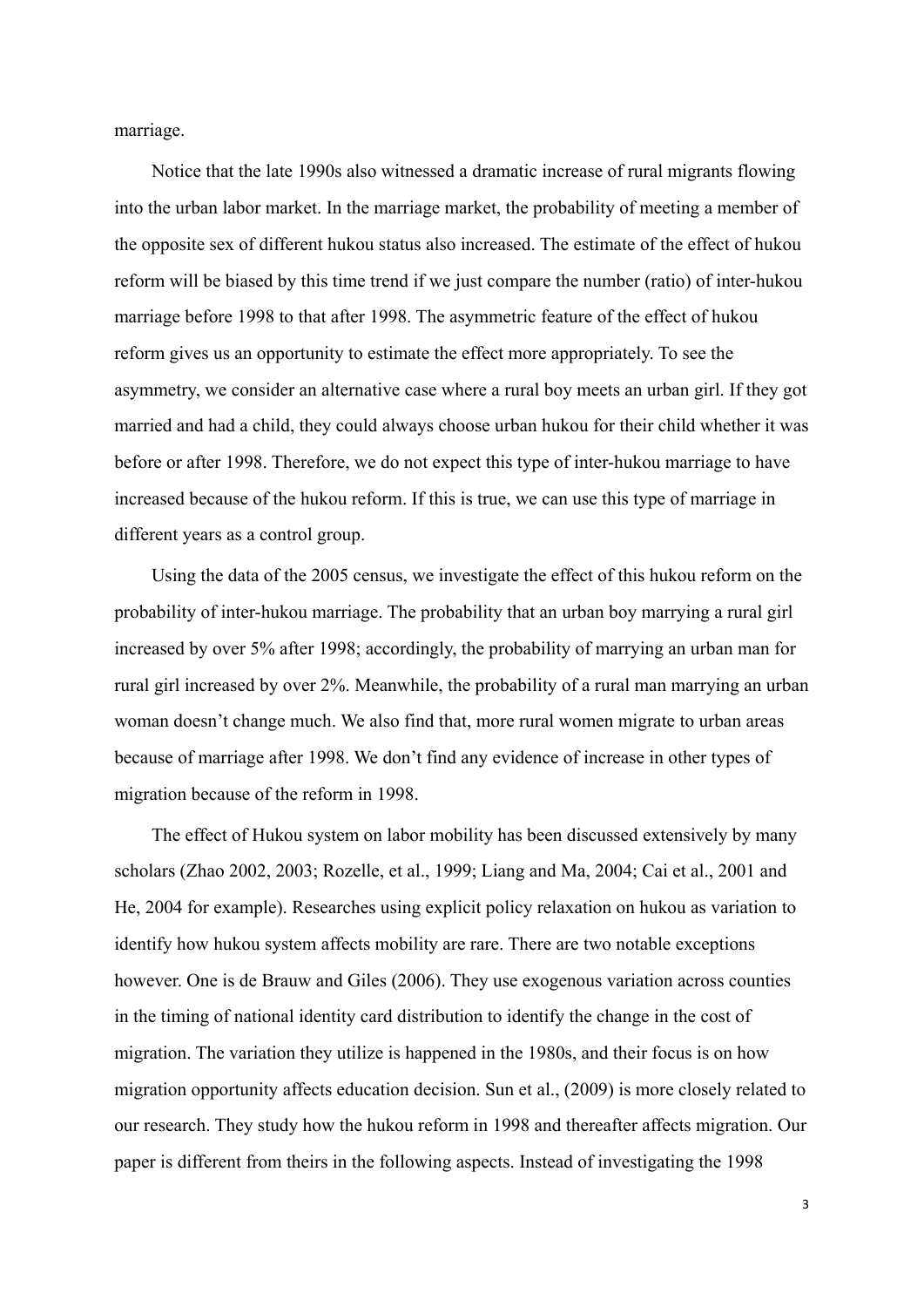marriage.

Notice that the late 1990s also witnessed a dramatic increase of rural migrants flowing into the urban labor market. In the marriage market, the probability of meeting a member of the opposite sex of different hukou status also increased. The estimate of the effect of hukou reform will be biased by this time trend if we just compare the number (ratio) of inter-hukou marriage before 1998 to that after 1998. The asymmetric feature of the effect of hukou reform gives us an opportunity to estimate the effect more appropriately. To see the asymmetry, we consider an alternative case where a rural boy meets an urban girl. If they got married and had a child, they could always choose urban hukou for their child whether it was before or after 1998. Therefore, we do not expect this type of inter-hukou marriage to have increased because of the hukou reform. If this is true, we can use this type of marriage in different years as a control group.

Using the data of the 2005 census, we investigate the effect of this hukou reform on the probability of inter-hukou marriage. The probability that an urban boy marrying a rural girl increased by over 5% after 1998; accordingly, the probability of marrying an urban man for rural girl increased by over 2%. Meanwhile, the probability of a rural man marrying an urban woman doesn't change much. We also find that, more rural women migrate to urban areas because of marriage after 1998. We don't find any evidence of increase in other types of migration because of the reform in 1998.

The effect of Hukou system on labor mobility has been discussed extensively by many scholars (Zhao 2002, 2003; Rozelle, et al., 1999; Liang and Ma, 2004; Cai et al., 2001 and He, 2004 for example). Researches using explicit policy relaxation on hukou as variation to identify how hukou system affects mobility are rare. There are two notable exceptions however. One is de Brauw and Giles (2006). They use exogenous variation across counties in the timing of national identity card distribution to identify the change in the cost of migration. The variation they utilize is happened in the 1980s, and their focus is on how migration opportunity affects education decision. Sun et al., (2009) is more closely related to our research. They study how the hukou reform in 1998 and thereafter affects migration. Our paper is different from theirs in the following aspects. Instead of investigating the 1998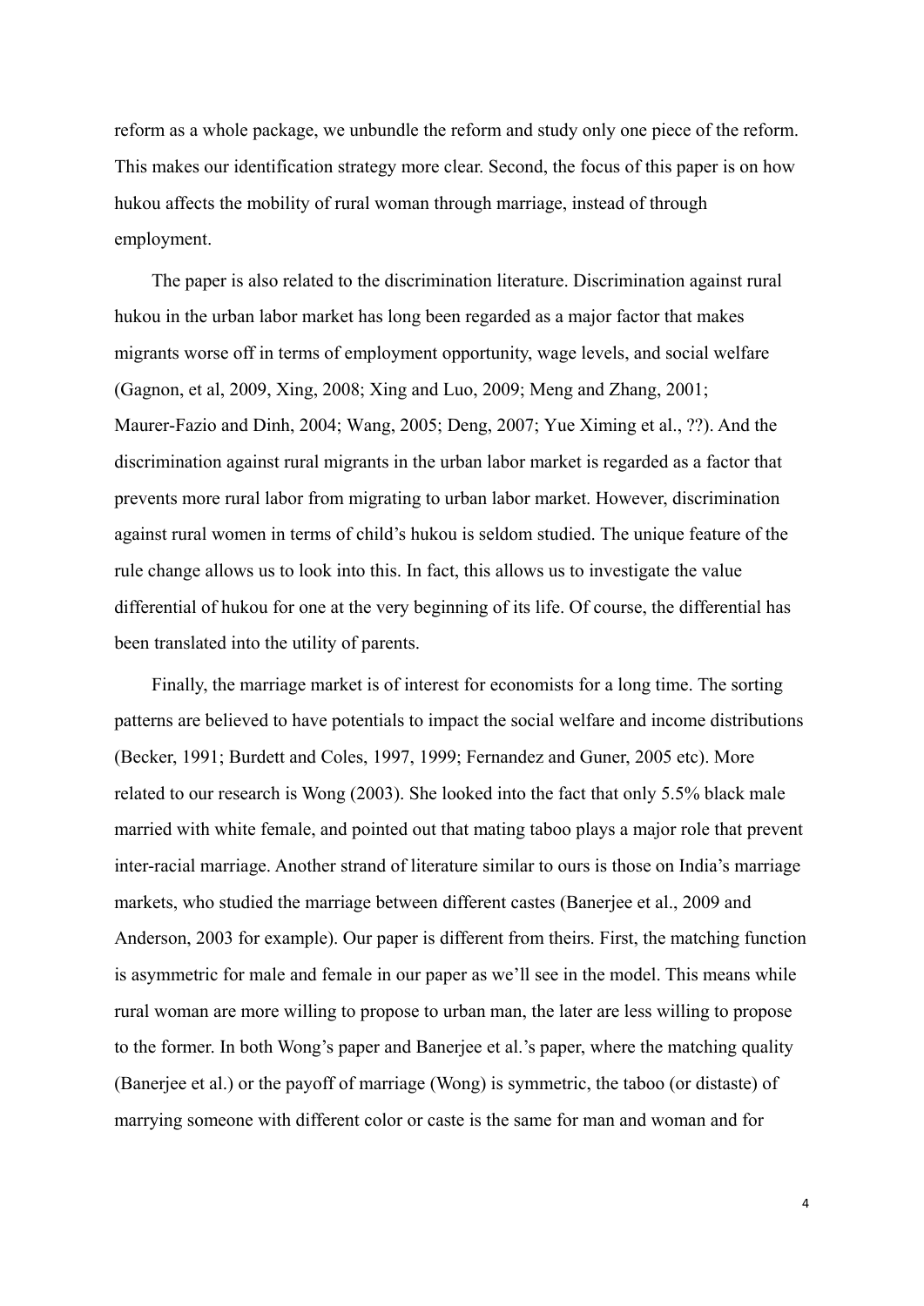reform as a whole package, we unbundle the reform and study only one piece of the reform. This makes our identification strategy more clear. Second, the focus of this paper is on how hukou affects the mobility of rural woman through marriage, instead of through employment.

The paper is also related to the discrimination literature. Discrimination against rural hukou in the urban labor market has long been regarded as a major factor that makes migrants worse off in terms of employment opportunity, wage levels, and social welfare (Gagnon, et al, 2009, Xing, 2008; Xing and Luo, 2009; Meng and Zhang, 2001; Maurer-Fazio and Dinh, 2004; Wang, 2005; Deng, 2007; Yue Ximing et al., ??). And the discrimination against rural migrants in the urban labor market is regarded as a factor that prevents more rural labor from migrating to urban labor market. However, discrimination against rural women in terms of child's hukou is seldom studied. The unique feature of the rule change allows us to look into this. In fact, this allows us to investigate the value differential of hukou for one at the very beginning of its life. Of course, the differential has been translated into the utility of parents.

Finally, the marriage market is of interest for economists for a long time. The sorting patterns are believed to have potentials to impact the social welfare and income distributions (Becker, 1991; Burdett and Coles, 1997, 1999; Fernandez and Guner, 2005 etc). More related to our research is Wong (2003). She looked into the fact that only 5.5% black male married with white female, and pointed out that mating taboo plays a major role that prevent inter-racial marriage. Another strand of literature similar to ours is those on India's marriage markets, who studied the marriage between different castes (Banerjee et al., 2009 and Anderson, 2003 for example). Our paper is different from theirs. First, the matching function is asymmetric for male and female in our paper as we'll see in the model. This means while rural woman are more willing to propose to urban man, the later are less willing to propose to the former. In both Wong's paper and Banerjee et al.'s paper, where the matching quality (Banerjee et al.) or the payoff of marriage (Wong) is symmetric, the taboo (or distaste) of marrying someone with different color or caste is the same for man and woman and for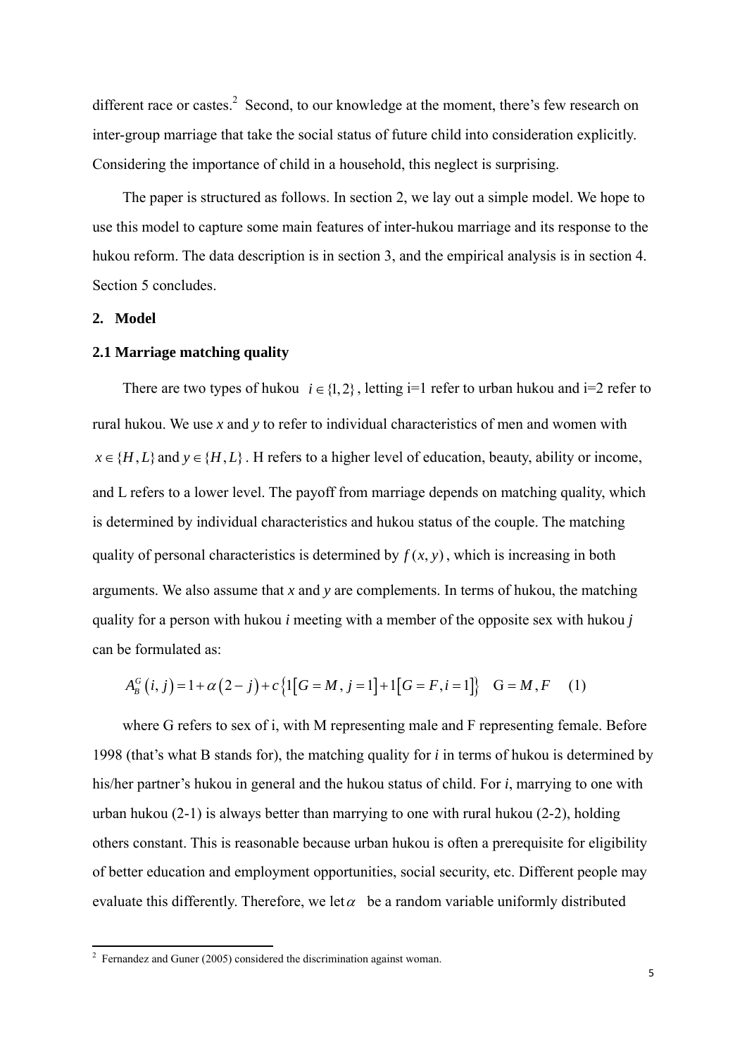different race or castes.[2] Second, to our knowledge at the moment, there's few research on inter-group marriage that take the social status of future child into consideration explicitly. Considering the importance of child in a household, this neglect is surprising.

The paper is structured as follows. In section 2, we lay out a simple model. We hope to use this model to capture some main features of inter-hukou marriage and its response to the hukou reform. The data description is in section 3, and the empirical analysis is in section 4. Section 5 concludes.

## 2. Model

### 2.1 Marriage matching quality

There are two types of hukou $i \in \{1, 2\}$, letting i=1 refer to urban hukou and i=2 refer to rural hukou. We use *x* and *y* to refer to individual characteristics of men and women with $x \in \{H, L\}$ and $y \in \{H, L\}$. H refers to a higher level of education, beauty, ability or income, and L refers to a lower level. The payoff from marriage depends on matching quality, which is determined by individual characteristics and hukou status of the couple. The matching quality of personal characteristics is determined by $f(x, y)$, which is increasing in both arguments. We also assume that *x* and *y* are complements. In terms of hukou, the matching quality for a person with hukou *i* meeting with a member of the opposite sex with hukou *j* can be formulated as:

$$A_B^G(i, j) = 1 + \alpha(2 - j) + c\{1[G = M, j = 1] + 1[G = F, i = 1]\} \quad G = M, F \qquad (1)$$

where G refers to sex of i, with M representing male and F representing female. Before 1998 (that's what B stands for), the matching quality for *i* in terms of hukou is determined by his/her partner's hukou in general and the hukou status of child. For *i*, marrying to one with urban hukou (2-1) is always better than marrying to one with rural hukou (2-2), holding others constant. This is reasonable because urban hukou is often a prerequisite for eligibility of better education and employment opportunities, social security, etc. Different people may evaluate this differently. Therefore, we let $\alpha$ be a random variable uniformly distributed

[2] Fernandez and Guner (2005) considered the discrimination against woman.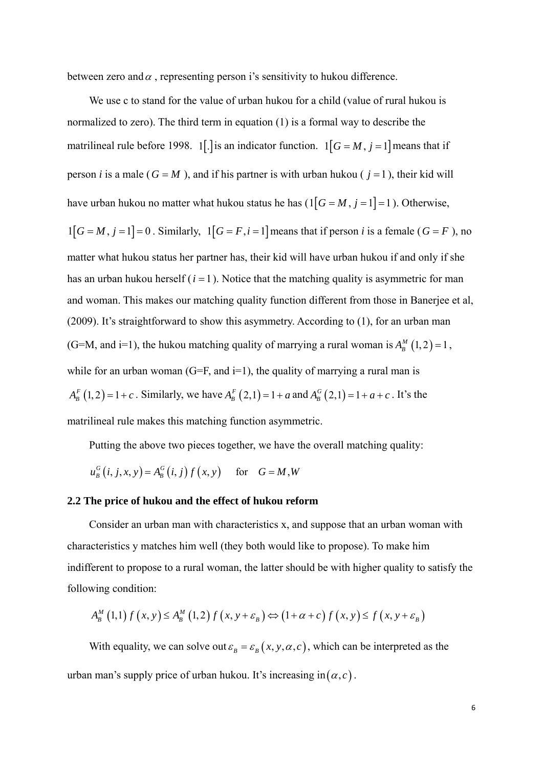between zero and $\alpha$ , representing person i's sensitivity to hukou difference.

We use c to stand for the value of urban hukou for a child (value of rural hukou is normalized to zero). The third term in equation (1) is a formal way to describe the matrilineal rule before 1998. $1[.]$ is an indicator function. $1[G=M, j=1]$ means that if person *i* is a male ($G=M$), and if his partner is with urban hukou ($j=1$), their kid will have urban hukou no matter what hukou status he has ($1[G=M, j=1]=1$). Otherwise, $1[G=M, j=1]=0$. Similarly, $1[G=F, i=1]$ means that if person *i* is a female ($G=F$), no matter what hukou status her partner has, their kid will have urban hukou if and only if she has an urban hukou herself ($i=1$). Notice that the matching quality is asymmetric for man and woman. This makes our matching quality function different from those in Banerjee et al, (2009). It's straightforward to show this asymmetry. According to (1), for an urban man (G=M, and i=1), the hukou matching quality of marrying a rural woman is $A_B^M(1,2)=1$, while for an urban woman (G=F, and i=1), the quality of marrying a rural man is $A_B^F(1,2)=1+c$. Similarly, we have $A_B^F(2,1)=1+a$ and $A_B^G(2,1)=1+a+c$. It's the matrilineal rule makes this matching function asymmetric.

Putting the above two pieces together, we have the overall matching quality:

$$u_B^G(i,j,x,y)=A_B^G(i,j)\,f(x,y) \quad \text{for} \quad G=M,W$$

### 2.2 The price of hukou and the effect of hukou reform

Consider an urban man with characteristics x, and suppose that an urban woman with characteristics y matches him well (they both would like to propose). To make him indifferent to propose to a rural woman, the latter should be with higher quality to satisfy the following condition:

$$A_B^M(1,1)\,f(x,y)\le A_B^M(1,2)\,f(x,y+\varepsilon_B)\Leftrightarrow(1+\alpha+c)\,f(x,y)\le f(x,y+\varepsilon_B)$$

With equality, we can solve out $\varepsilon_B=\varepsilon_B(x,y,\alpha,c)$, which can be interpreted as the urban man's supply price of urban hukou. It's increasing in $(\alpha,c)$.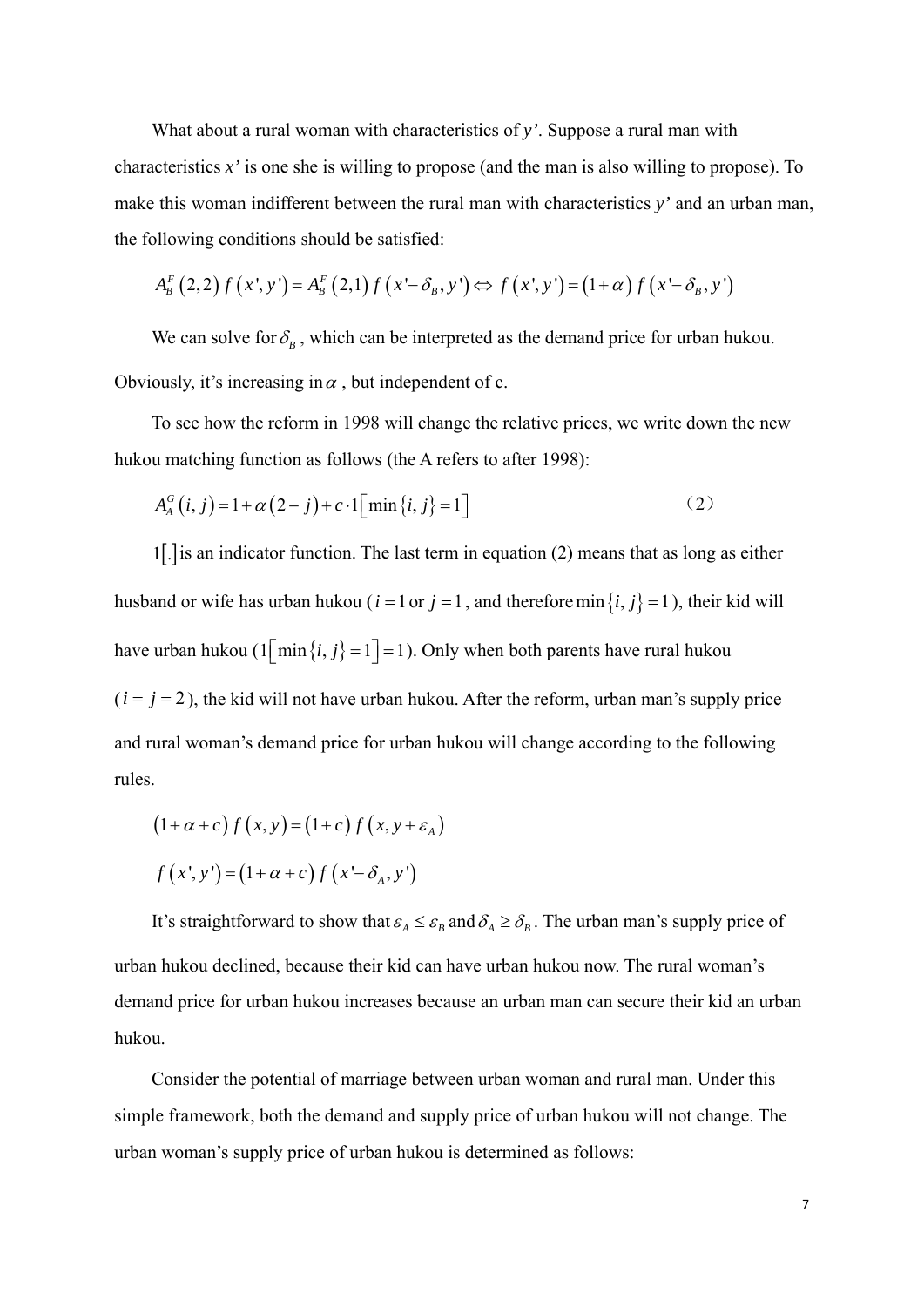What about a rural woman with characteristics of *y'*. Suppose a rural man with characteristics *x'* is one she is willing to propose (and the man is also willing to propose). To make this woman indifferent between the rural man with characteristics *y'* and an urban man, the following conditions should be satisfied:

$$A_B^F(2,2)\,f(x',y') = A_B^F(2,1)\,f(x'-\delta_B, y') \Leftrightarrow f(x',y') = (1+\alpha)\,f(x'-\delta_B, y')$$

We can solve for $\delta_B$, which can be interpreted as the demand price for urban hukou. Obviously, it's increasing in $\alpha$, but independent of c.

To see how the reform in 1998 will change the relative prices, we write down the new hukou matching function as follows (the A refers to after 1998):

$$A_A^G(i,j) = 1 + \alpha(2-j) + c\cdot 1\left[\min\{i,j\}=1\right] \qquad (2)$$

$1[.]$ is an indicator function. The last term in equation (2) means that as long as either husband or wife has urban hukou ($i=1$ or $j=1$, and therefore $\min\{i,j\}=1$), their kid will have urban hukou ($1\left[\min\{i,j\}=1\right]=1$). Only when both parents have rural hukou ($i=j=2$), the kid will not have urban hukou. After the reform, urban man's supply price and rural woman's demand price for urban hukou will change according to the following rules.

$$(1+\alpha+c)\,f(x,y) = (1+c)\,f(x, y+\varepsilon_A)$$

$$f(x',y') = (1+\alpha+c)\,f(x'-\delta_A, y')$$

It's straightforward to show that $\varepsilon_A \le \varepsilon_B$ and $\delta_A \ge \delta_B$. The urban man's supply price of urban hukou declined, because their kid can have urban hukou now. The rural woman's demand price for urban hukou increases because an urban man can secure their kid an urban hukou.

Consider the potential of marriage between urban woman and rural man. Under this simple framework, both the demand and supply price of urban hukou will not change. The urban woman's supply price of urban hukou is determined as follows: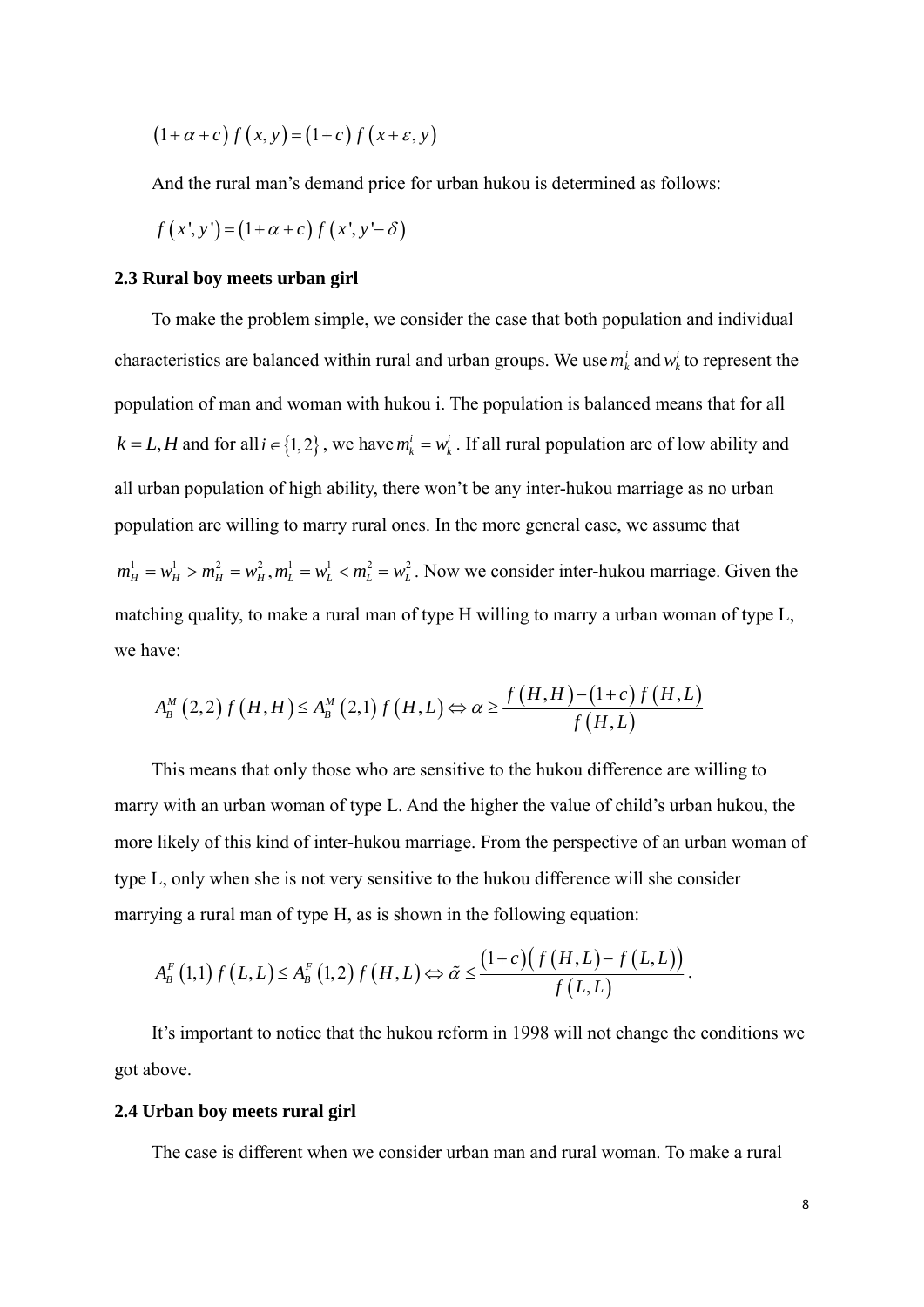$$\left(1+\alpha+c\right) f\left(x, y\right)=\left(1+c\right) f\left(x+\varepsilon, y\right)$$

And the rural man's demand price for urban hukou is determined as follows:

$$f\left(x', y'\right)=\left(1+\alpha+c\right) f\left(x', y'-\delta\right)$$

### 2.3 Rural boy meets urban girl

To make the problem simple, we consider the case that both population and individual characteristics are balanced within rural and urban groups. We use $m_k^i$ and $w_k^i$ to represent the population of man and woman with hukou i. The population is balanced means that for all $k=L,H$ and for all $i \in \{1,2\}$, we have $m_k^i = w_k^i$. If all rural population are of low ability and all urban population of high ability, there won't be any inter-hukou marriage as no urban population are willing to marry rural ones. In the more general case, we assume that $m_H^1 = w_H^1 > m_H^2 = w_H^2, m_L^1 = w_L^1 < m_L^2 = w_L^2$. Now we consider inter-hukou marriage. Given the matching quality, to make a rural man of type H willing to marry a urban woman of type L, we have:

$$A_B^M\left(2,2\right) f\left(H,H\right) \leq A_B^M\left(2,1\right) f\left(H,L\right) \Leftrightarrow \alpha \geq \frac{f\left(H,H\right)-\left(1+c\right) f\left(H,L\right)}{f\left(H,L\right)}$$

This means that only those who are sensitive to the hukou difference are willing to marry with an urban woman of type L. And the higher the value of child's urban hukou, the more likely of this kind of inter-hukou marriage. From the perspective of an urban woman of type L, only when she is not very sensitive to the hukou difference will she consider marrying a rural man of type H, as is shown in the following equation:

$$A_B^F\left(1,1\right) f\left(L,L\right) \leq A_B^F\left(1,2\right) f\left(H,L\right) \Leftrightarrow \tilde{\alpha} \leq \frac{\left(1+c\right)\left(f\left(H,L\right)-f\left(L,L\right)\right)}{f\left(L,L\right)}.$$

It's important to notice that the hukou reform in 1998 will not change the conditions we got above.

### 2.4 Urban boy meets rural girl

The case is different when we consider urban man and rural woman. To make a rural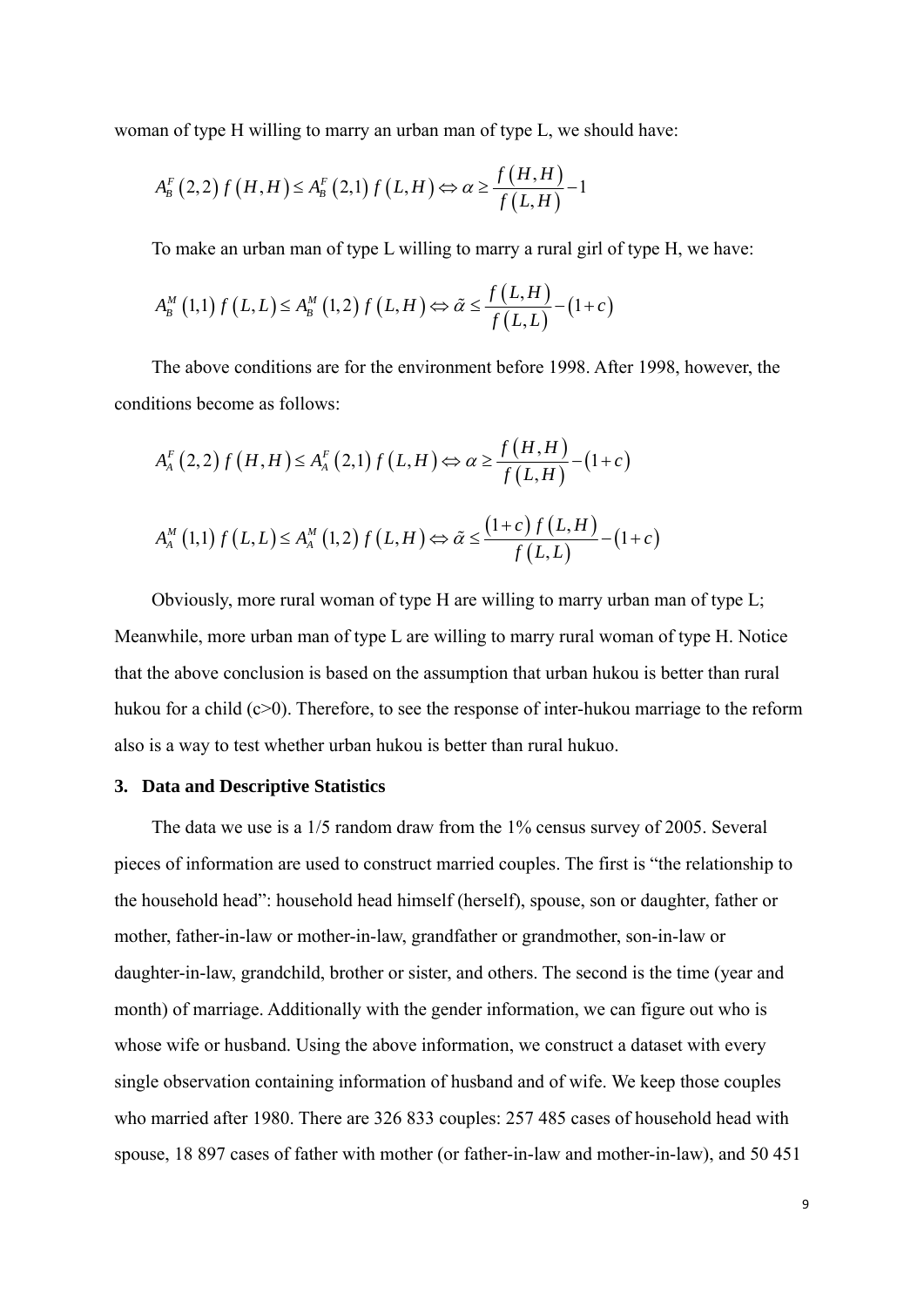woman of type H willing to marry an urban man of type L, we should have:

$$A_B^F\left(2,2\right)f\left(H,H\right)\leq A_B^F\left(2,1\right)f\left(L,H\right)\Leftrightarrow\alpha\geq\frac{f\left(H,H\right)}{f\left(L,H\right)}-1$$

To make an urban man of type L willing to marry a rural girl of type H, we have:

$$A_B^M\left(1,1\right)f\left(L,L\right)\leq A_B^M\left(1,2\right)f\left(L,H\right)\Leftrightarrow\tilde{\alpha}\leq\frac{f\left(L,H\right)}{f\left(L,L\right)}-\left(1+c\right)$$

The above conditions are for the environment before 1998. After 1998, however, the conditions become as follows:

$$A_A^F\left(2,2\right)f\left(H,H\right)\leq A_A^F\left(2,1\right)f\left(L,H\right)\Leftrightarrow\alpha\geq\frac{f\left(H,H\right)}{f\left(L,H\right)}-\left(1+c\right)$$

$$A_A^M\left(1,1\right)f\left(L,L\right)\leq A_A^M\left(1,2\right)f\left(L,H\right)\Leftrightarrow\tilde{\alpha}\leq\frac{\left(1+c\right)f\left(L,H\right)}{f\left(L,L\right)}-\left(1+c\right)$$

Obviously, more rural woman of type H are willing to marry urban man of type L; Meanwhile, more urban man of type L are willing to marry rural woman of type H. Notice that the above conclusion is based on the assumption that urban hukou is better than rural hukou for a child (c>0). Therefore, to see the response of inter-hukou marriage to the reform also is a way to test whether urban hukou is better than rural hukuo.

## 3. Data and Descriptive Statistics

The data we use is a 1/5 random draw from the 1% census survey of 2005. Several pieces of information are used to construct married couples. The first is "the relationship to the household head": household head himself (herself), spouse, son or daughter, father or mother, father-in-law or mother-in-law, grandfather or grandmother, son-in-law or daughter-in-law, grandchild, brother or sister, and others. The second is the time (year and month) of marriage. Additionally with the gender information, we can figure out who is whose wife or husband. Using the above information, we construct a dataset with every single observation containing information of husband and of wife. We keep those couples who married after 1980. There are 326 833 couples: 257 485 cases of household head with spouse, 18 897 cases of father with mother (or father-in-law and mother-in-law), and 50 451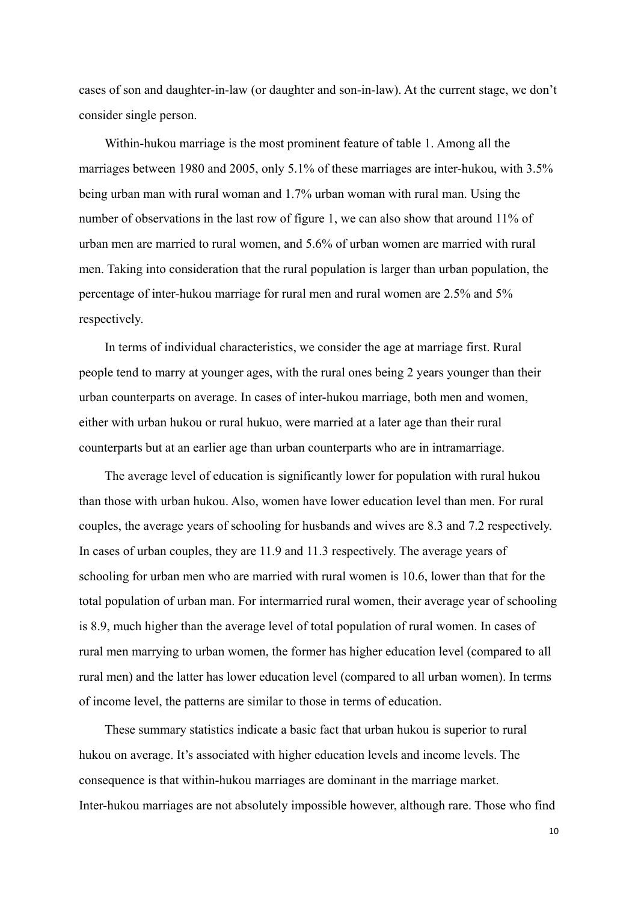cases of son and daughter-in-law (or daughter and son-in-law). At the current stage, we don't consider single person.

Within-hukou marriage is the most prominent feature of table 1. Among all the marriages between 1980 and 2005, only 5.1% of these marriages are inter-hukou, with 3.5% being urban man with rural woman and 1.7% urban woman with rural man. Using the number of observations in the last row of figure 1, we can also show that around 11% of urban men are married to rural women, and 5.6% of urban women are married with rural men. Taking into consideration that the rural population is larger than urban population, the percentage of inter-hukou marriage for rural men and rural women are 2.5% and 5% respectively.

In terms of individual characteristics, we consider the age at marriage first. Rural people tend to marry at younger ages, with the rural ones being 2 years younger than their urban counterparts on average. In cases of inter-hukou marriage, both men and women, either with urban hukou or rural hukuo, were married at a later age than their rural counterparts but at an earlier age than urban counterparts who are in intramarriage.

The average level of education is significantly lower for population with rural hukou than those with urban hukou. Also, women have lower education level than men. For rural couples, the average years of schooling for husbands and wives are 8.3 and 7.2 respectively. In cases of urban couples, they are 11.9 and 11.3 respectively. The average years of schooling for urban men who are married with rural women is 10.6, lower than that for the total population of urban man. For intermarried rural women, their average year of schooling is 8.9, much higher than the average level of total population of rural women. In cases of rural men marrying to urban women, the former has higher education level (compared to all rural men) and the latter has lower education level (compared to all urban women). In terms of income level, the patterns are similar to those in terms of education.

These summary statistics indicate a basic fact that urban hukou is superior to rural hukou on average. It's associated with higher education levels and income levels. The consequence is that within-hukou marriages are dominant in the marriage market. Inter-hukou marriages are not absolutely impossible however, although rare. Those who find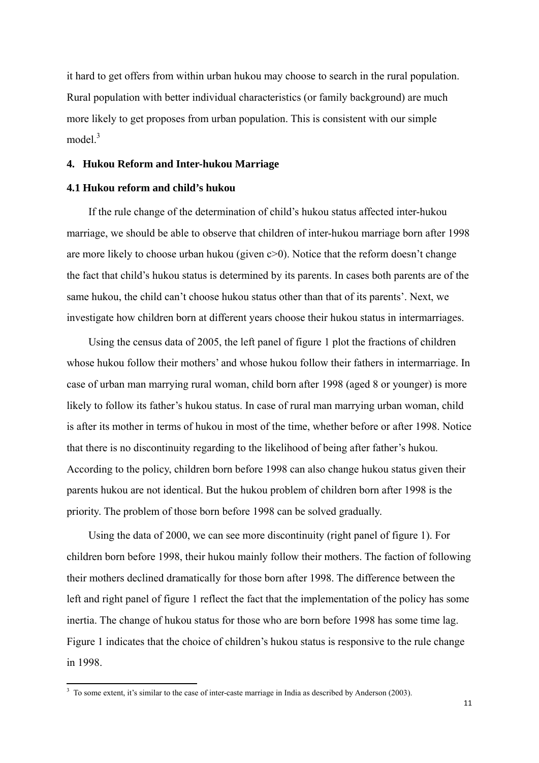it hard to get offers from within urban hukou may choose to search in the rural population. Rural population with better individual characteristics (or family background) are much more likely to get proposes from urban population. This is consistent with our simple model.[3]

## 4. Hukou Reform and Inter-hukou Marriage

### 4.1 Hukou reform and child's hukou

If the rule change of the determination of child's hukou status affected inter-hukou marriage, we should be able to observe that children of inter-hukou marriage born after 1998 are more likely to choose urban hukou (given $c>0$). Notice that the reform doesn't change the fact that child's hukou status is determined by its parents. In cases both parents are of the same hukou, the child can't choose hukou status other than that of its parents'. Next, we investigate how children born at different years choose their hukou status in intermarriages.

Using the census data of 2005, the left panel of figure 1 plot the fractions of children whose hukou follow their mothers' and whose hukou follow their fathers in intermarriage. In case of urban man marrying rural woman, child born after 1998 (aged 8 or younger) is more likely to follow its father's hukou status. In case of rural man marrying urban woman, child is after its mother in terms of hukou in most of the time, whether before or after 1998. Notice that there is no discontinuity regarding to the likelihood of being after father's hukou. According to the policy, children born before 1998 can also change hukou status given their parents hukou are not identical. But the hukou problem of children born after 1998 is the priority. The problem of those born before 1998 can be solved gradually.

Using the data of 2000, we can see more discontinuity (right panel of figure 1). For children born before 1998, their hukou mainly follow their mothers. The faction of following their mothers declined dramatically for those born after 1998. The difference between the left and right panel of figure 1 reflect the fact that the implementation of the policy has some inertia. The change of hukou status for those who are born before 1998 has some time lag. Figure 1 indicates that the choice of children's hukou status is responsive to the rule change in 1998.

---

[3] To some extent, it's similar to the case of inter-caste marriage in India as described by Anderson (2003).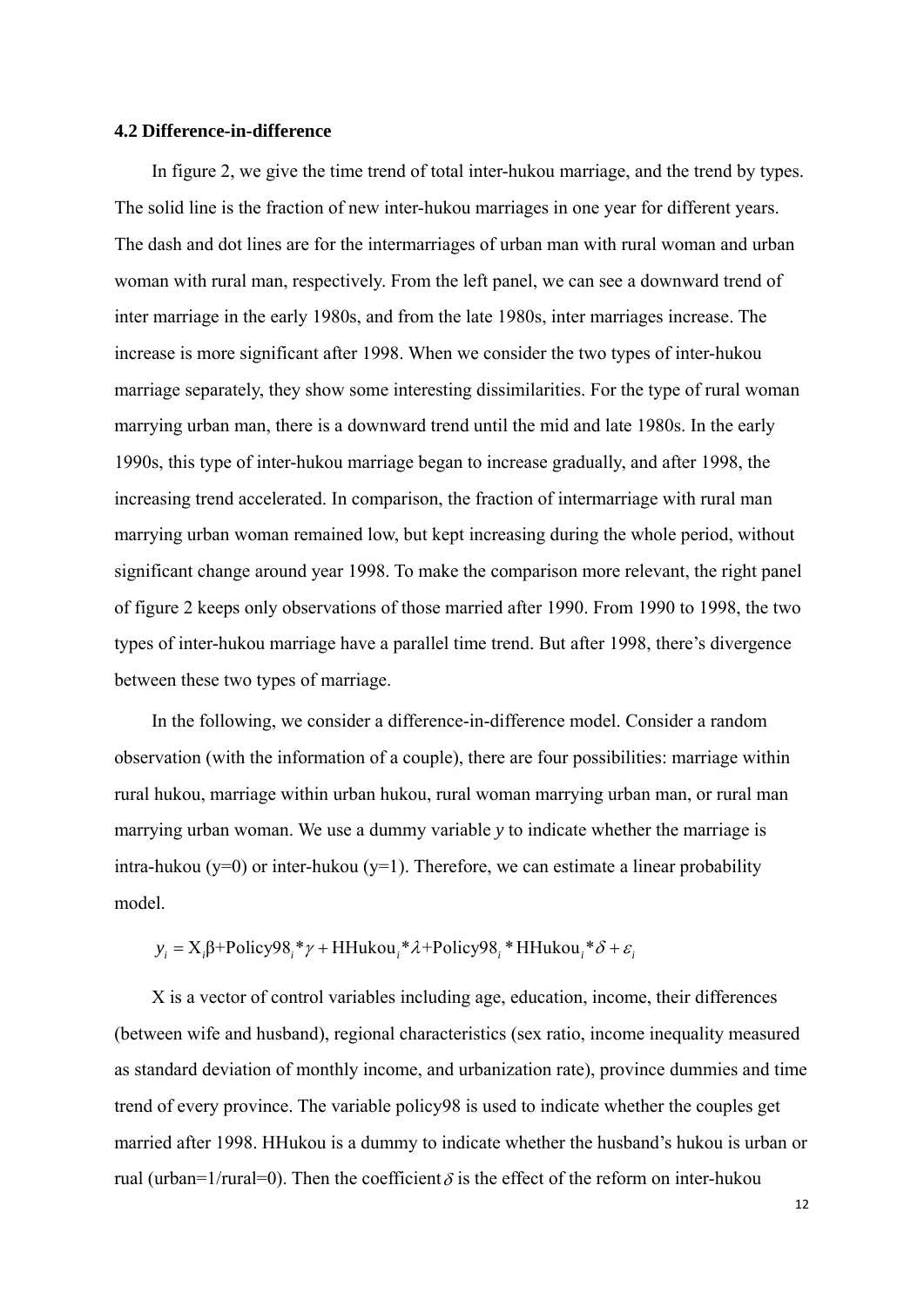### 4.2 Difference-in-difference

In figure 2, we give the time trend of total inter-hukou marriage, and the trend by types. The solid line is the fraction of new inter-hukou marriages in one year for different years. The dash and dot lines are for the intermarriages of urban man with rural woman and urban woman with rural man, respectively. From the left panel, we can see a downward trend of inter marriage in the early 1980s, and from the late 1980s, inter marriages increase. The increase is more significant after 1998. When we consider the two types of inter-hukou marriage separately, they show some interesting dissimilarities. For the type of rural woman marrying urban man, there is a downward trend until the mid and late 1980s. In the early 1990s, this type of inter-hukou marriage began to increase gradually, and after 1998, the increasing trend accelerated. In comparison, the fraction of intermarriage with rural man marrying urban woman remained low, but kept increasing during the whole period, without significant change around year 1998. To make the comparison more relevant, the right panel of figure 2 keeps only observations of those married after 1990. From 1990 to 1998, the two types of inter-hukou marriage have a parallel time trend. But after 1998, there's divergence between these two types of marriage.

In the following, we consider a difference-in-difference model. Consider a random observation (with the information of a couple), there are four possibilities: marriage within rural hukou, marriage within urban hukou, rural woman marrying urban man, or rural man marrying urban woman. We use a dummy variable *y* to indicate whether the marriage is intra-hukou (y=0) or inter-hukou (y=1). Therefore, we can estimate a linear probability model.

$$y_i = X_i\beta + \text{Policy98}_i * \gamma + \text{HHukou}_i * \lambda + \text{Policy98}_i * \text{HHukou}_i * \delta + \varepsilon_i$$

X is a vector of control variables including age, education, income, their differences (between wife and husband), regional characteristics (sex ratio, income inequality measured as standard deviation of monthly income, and urbanization rate), province dummies and time trend of every province. The variable policy98 is used to indicate whether the couples get married after 1998. HHukou is a dummy to indicate whether the husband's hukou is urban or rual (urban=1/rural=0). Then the coefficient $\delta$ is the effect of the reform on inter-hukou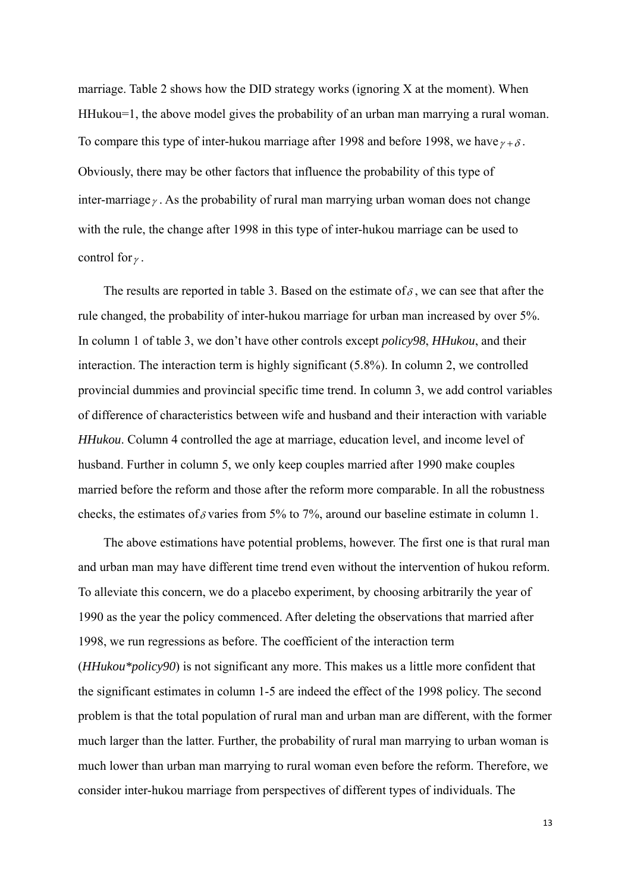marriage. Table 2 shows how the DID strategy works (ignoring X at the moment). When HHukou=1, the above model gives the probability of an urban man marrying a rural woman. To compare this type of inter-hukou marriage after 1998 and before 1998, we have $\gamma + \delta$. Obviously, there may be other factors that influence the probability of this type of inter-marriage $\gamma$. As the probability of rural man marrying urban woman does not change with the rule, the change after 1998 in this type of inter-hukou marriage can be used to control for $\gamma$.

The results are reported in table 3. Based on the estimate of $\delta$, we can see that after the rule changed, the probability of inter-hukou marriage for urban man increased by over 5%. In column 1 of table 3, we don't have other controls except *policy98*, *HHukou*, and their interaction. The interaction term is highly significant (5.8%). In column 2, we controlled provincial dummies and provincial specific time trend. In column 3, we add control variables of difference of characteristics between wife and husband and their interaction with variable *HHukou*. Column 4 controlled the age at marriage, education level, and income level of husband. Further in column 5, we only keep couples married after 1990 make couples married before the reform and those after the reform more comparable. In all the robustness checks, the estimates of $\delta$ varies from 5% to 7%, around our baseline estimate in column 1.

The above estimations have potential problems, however. The first one is that rural man and urban man may have different time trend even without the intervention of hukou reform. To alleviate this concern, we do a placebo experiment, by choosing arbitrarily the year of 1990 as the year the policy commenced. After deleting the observations that married after 1998, we run regressions as before. The coefficient of the interaction term (*HHukou*policy90*) is not significant any more. This makes us a little more confident that the significant estimates in column 1-5 are indeed the effect of the 1998 policy. The second problem is that the total population of rural man and urban man are different, with the former much larger than the latter. Further, the probability of rural man marrying to urban woman is much lower than urban man marrying to rural woman even before the reform. Therefore, we consider inter-hukou marriage from perspectives of different types of individuals. The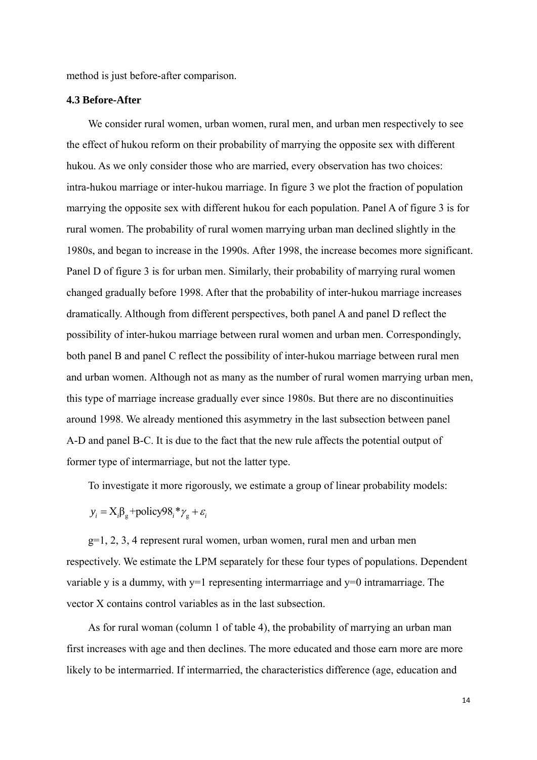method is just before-after comparison.

### 4.3 Before-After

We consider rural women, urban women, rural men, and urban men respectively to see the effect of hukou reform on their probability of marrying the opposite sex with different hukou. As we only consider those who are married, every observation has two choices: intra-hukou marriage or inter-hukou marriage. In figure 3 we plot the fraction of population marrying the opposite sex with different hukou for each population. Panel A of figure 3 is for rural women. The probability of rural women marrying urban man declined slightly in the 1980s, and began to increase in the 1990s. After 1998, the increase becomes more significant. Panel D of figure 3 is for urban men. Similarly, their probability of marrying rural women changed gradually before 1998. After that the probability of inter-hukou marriage increases dramatically. Although from different perspectives, both panel A and panel D reflect the possibility of inter-hukou marriage between rural women and urban men. Correspondingly, both panel B and panel C reflect the possibility of inter-hukou marriage between rural men and urban women. Although not as many as the number of rural women marrying urban men, this type of marriage increase gradually ever since 1980s. But there are no discontinuities around 1998. We already mentioned this asymmetry in the last subsection between panel A-D and panel B-C. It is due to the fact that the new rule affects the potential output of former type of intermarriage, but not the latter type.

To investigate it more rigorously, we estimate a group of linear probability models:

$$y_i = X_i\beta_g + \text{policy98}_i * \gamma_g + \varepsilon_i$$

g=1, 2, 3, 4 represent rural women, urban women, rural men and urban men respectively. We estimate the LPM separately for these four types of populations. Dependent variable y is a dummy, with y=1 representing intermarriage and y=0 intramarriage. The vector X contains control variables as in the last subsection.

As for rural woman (column 1 of table 4), the probability of marrying an urban man first increases with age and then declines. The more educated and those earn more are more likely to be intermarried. If intermarried, the characteristics difference (age, education and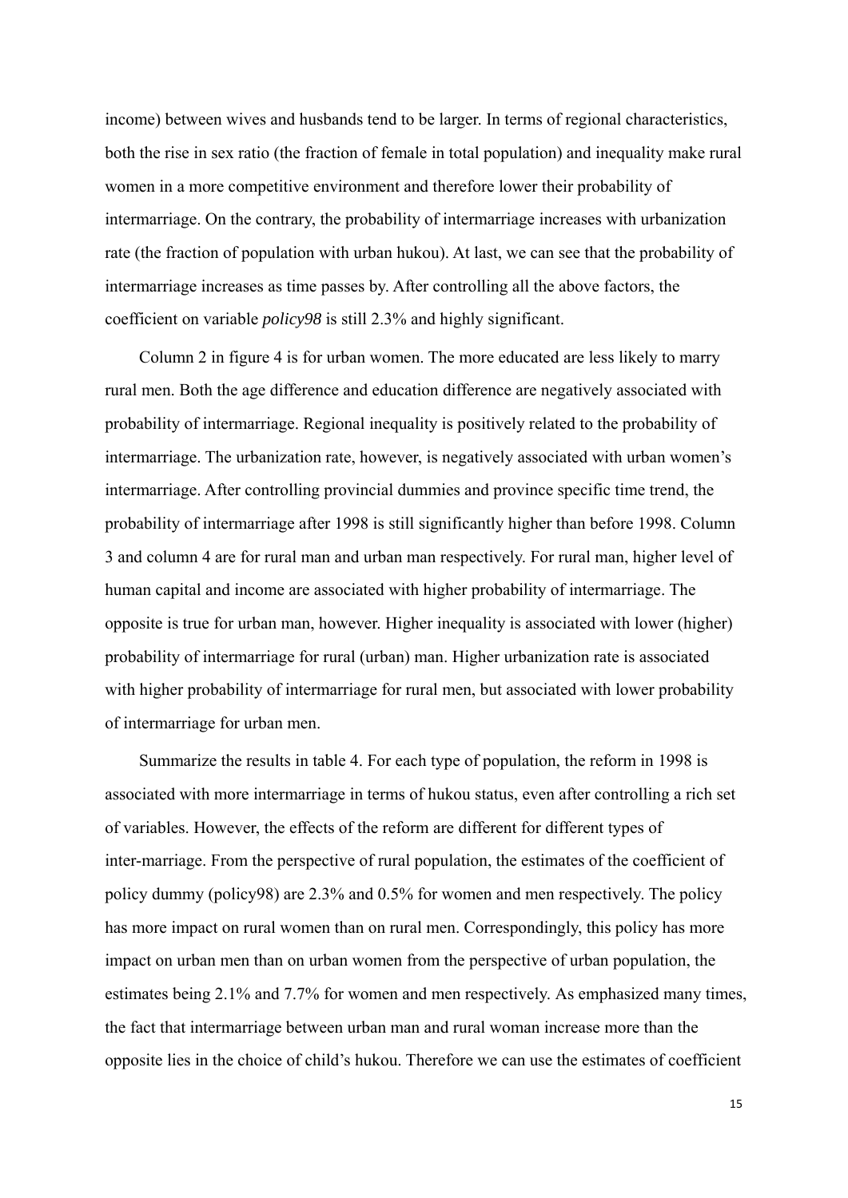income) between wives and husbands tend to be larger. In terms of regional characteristics, both the rise in sex ratio (the fraction of female in total population) and inequality make rural women in a more competitive environment and therefore lower their probability of intermarriage. On the contrary, the probability of intermarriage increases with urbanization rate (the fraction of population with urban hukou). At last, we can see that the probability of intermarriage increases as time passes by. After controlling all the above factors, the coefficient on variable *policy98* is still 2.3% and highly significant.

Column 2 in figure 4 is for urban women. The more educated are less likely to marry rural men. Both the age difference and education difference are negatively associated with probability of intermarriage. Regional inequality is positively related to the probability of intermarriage. The urbanization rate, however, is negatively associated with urban women's intermarriage. After controlling provincial dummies and province specific time trend, the probability of intermarriage after 1998 is still significantly higher than before 1998. Column 3 and column 4 are for rural man and urban man respectively. For rural man, higher level of human capital and income are associated with higher probability of intermarriage. The opposite is true for urban man, however. Higher inequality is associated with lower (higher) probability of intermarriage for rural (urban) man. Higher urbanization rate is associated with higher probability of intermarriage for rural men, but associated with lower probability of intermarriage for urban men.

Summarize the results in table 4. For each type of population, the reform in 1998 is associated with more intermarriage in terms of hukou status, even after controlling a rich set of variables. However, the effects of the reform are different for different types of inter-marriage. From the perspective of rural population, the estimates of the coefficient of policy dummy (policy98) are 2.3% and 0.5% for women and men respectively. The policy has more impact on rural women than on rural men. Correspondingly, this policy has more impact on urban men than on urban women from the perspective of urban population, the estimates being 2.1% and 7.7% for women and men respectively. As emphasized many times, the fact that intermarriage between urban man and rural woman increase more than the opposite lies in the choice of child's hukou. Therefore we can use the estimates of coefficient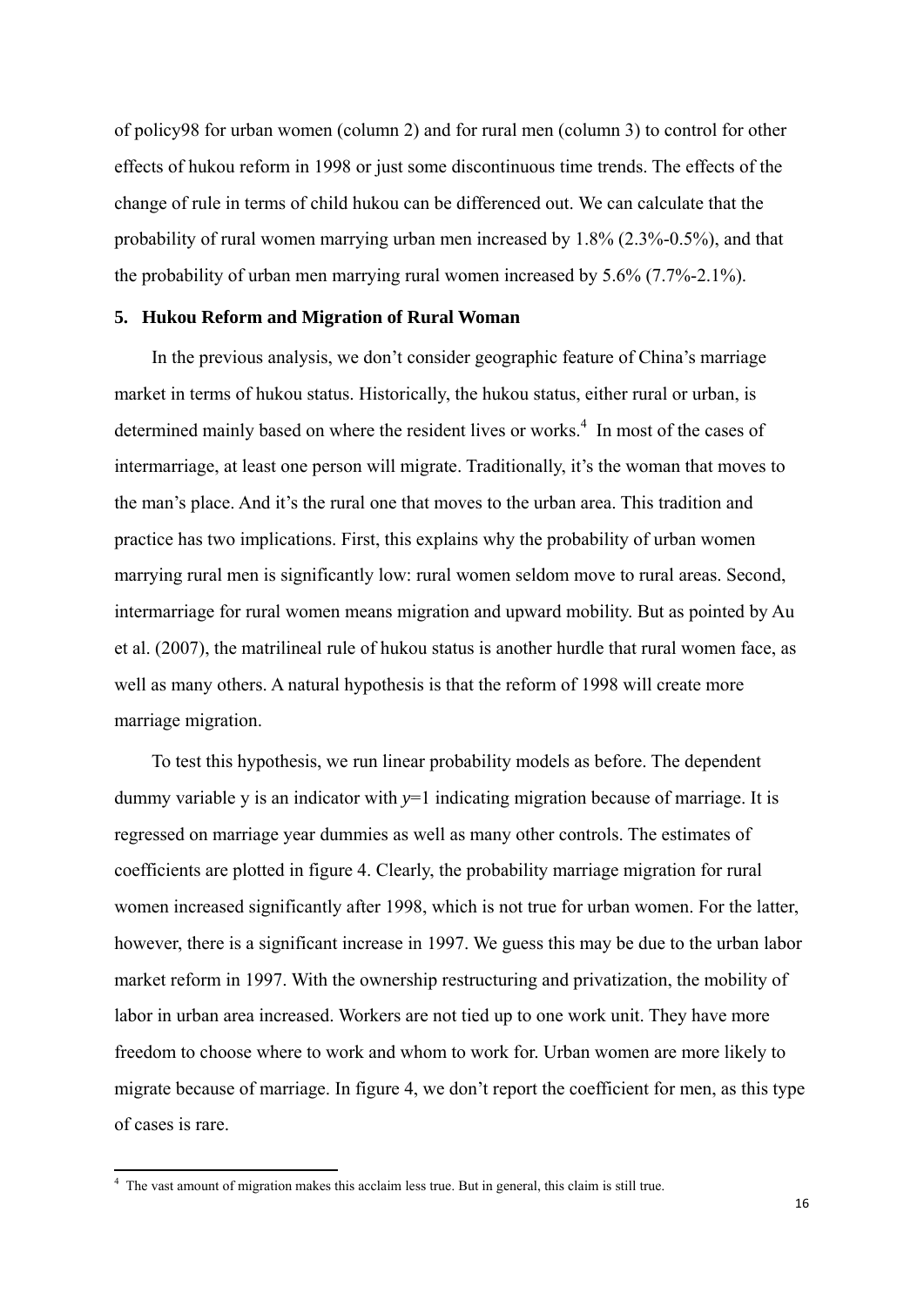of policy98 for urban women (column 2) and for rural men (column 3) to control for other effects of hukou reform in 1998 or just some discontinuous time trends. The effects of the change of rule in terms of child hukou can be differenced out. We can calculate that the probability of rural women marrying urban men increased by 1.8% (2.3%-0.5%), and that the probability of urban men marrying rural women increased by 5.6% (7.7%-2.1%).

## 5. Hukou Reform and Migration of Rural Woman

In the previous analysis, we don't consider geographic feature of China's marriage market in terms of hukou status. Historically, the hukou status, either rural or urban, is determined mainly based on where the resident lives or works.[4] In most of the cases of intermarriage, at least one person will migrate. Traditionally, it's the woman that moves to the man's place. And it's the rural one that moves to the urban area. This tradition and practice has two implications. First, this explains why the probability of urban women marrying rural men is significantly low: rural women seldom move to rural areas. Second, intermarriage for rural women means migration and upward mobility. But as pointed by Au et al. (2007), the matrilineal rule of hukou status is another hurdle that rural women face, as well as many others. A natural hypothesis is that the reform of 1998 will create more marriage migration.

To test this hypothesis, we run linear probability models as before. The dependent dummy variable y is an indicator with $y$=1 indicating migration because of marriage. It is regressed on marriage year dummies as well as many other controls. The estimates of coefficients are plotted in figure 4. Clearly, the probability marriage migration for rural women increased significantly after 1998, which is not true for urban women. For the latter, however, there is a significant increase in 1997. We guess this may be due to the urban labor market reform in 1997. With the ownership restructuring and privatization, the mobility of labor in urban area increased. Workers are not tied up to one work unit. They have more freedom to choose where to work and whom to work for. Urban women are more likely to migrate because of marriage. In figure 4, we don't report the coefficient for men, as this type of cases is rare.

---

[4] The vast amount of migration makes this acclaim less true. But in general, this claim is still true.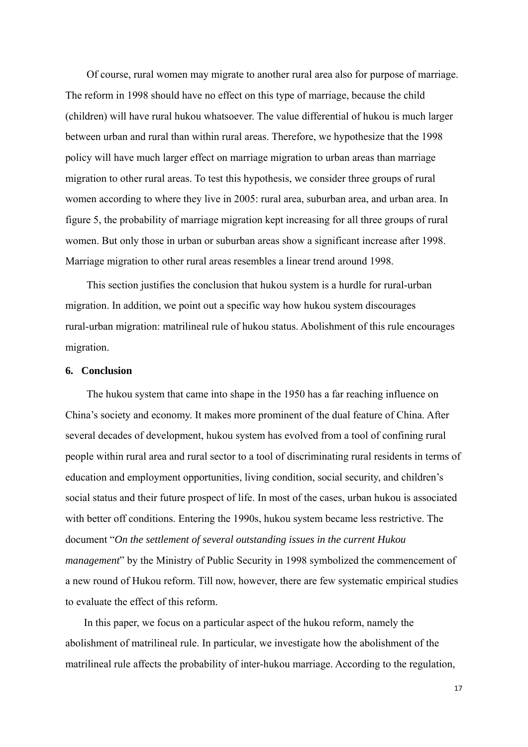Of course, rural women may migrate to another rural area also for purpose of marriage. The reform in 1998 should have no effect on this type of marriage, because the child (children) will have rural hukou whatsoever. The value differential of hukou is much larger between urban and rural than within rural areas. Therefore, we hypothesize that the 1998 policy will have much larger effect on marriage migration to urban areas than marriage migration to other rural areas. To test this hypothesis, we consider three groups of rural women according to where they live in 2005: rural area, suburban area, and urban area. In figure 5, the probability of marriage migration kept increasing for all three groups of rural women. But only those in urban or suburban areas show a significant increase after 1998. Marriage migration to other rural areas resembles a linear trend around 1998.

This section justifies the conclusion that hukou system is a hurdle for rural-urban migration. In addition, we point out a specific way how hukou system discourages rural-urban migration: matrilineal rule of hukou status. Abolishment of this rule encourages migration.

## 6. Conclusion

The hukou system that came into shape in the 1950 has a far reaching influence on China's society and economy. It makes more prominent of the dual feature of China. After several decades of development, hukou system has evolved from a tool of confining rural people within rural area and rural sector to a tool of discriminating rural residents in terms of education and employment opportunities, living condition, social security, and children's social status and their future prospect of life. In most of the cases, urban hukou is associated with better off conditions. Entering the 1990s, hukou system became less restrictive. The document "*On the settlement of several outstanding issues in the current Hukou management*" by the Ministry of Public Security in 1998 symbolized the commencement of a new round of Hukou reform. Till now, however, there are few systematic empirical studies to evaluate the effect of this reform.

In this paper, we focus on a particular aspect of the hukou reform, namely the abolishment of matrilineal rule. In particular, we investigate how the abolishment of the matrilineal rule affects the probability of inter-hukou marriage. According to the regulation,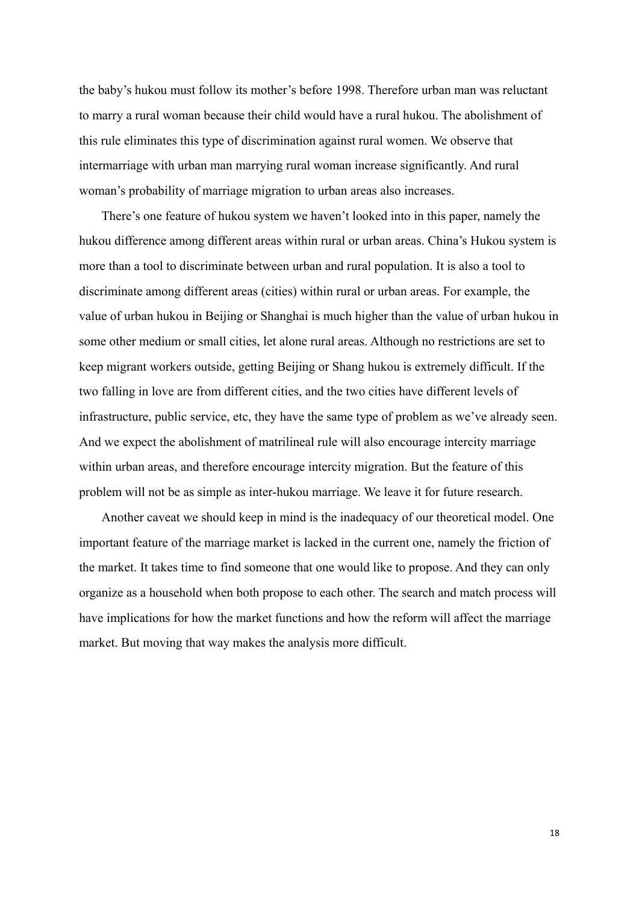the baby's hukou must follow its mother's before 1998. Therefore urban man was reluctant to marry a rural woman because their child would have a rural hukou. The abolishment of this rule eliminates this type of discrimination against rural women. We observe that intermarriage with urban man marrying rural woman increase significantly. And rural woman's probability of marriage migration to urban areas also increases.

There's one feature of hukou system we haven't looked into in this paper, namely the hukou difference among different areas within rural or urban areas. China's Hukou system is more than a tool to discriminate between urban and rural population. It is also a tool to discriminate among different areas (cities) within rural or urban areas. For example, the value of urban hukou in Beijing or Shanghai is much higher than the value of urban hukou in some other medium or small cities, let alone rural areas. Although no restrictions are set to keep migrant workers outside, getting Beijing or Shang hukou is extremely difficult. If the two falling in love are from different cities, and the two cities have different levels of infrastructure, public service, etc, they have the same type of problem as we've already seen. And we expect the abolishment of matrilineal rule will also encourage intercity marriage within urban areas, and therefore encourage intercity migration. But the feature of this problem will not be as simple as inter-hukou marriage. We leave it for future research.

Another caveat we should keep in mind is the inadequacy of our theoretical model. One important feature of the marriage market is lacked in the current one, namely the friction of the market. It takes time to find someone that one would like to propose. And they can only organize as a household when both propose to each other. The search and match process will have implications for how the market functions and how the reform will affect the marriage market. But moving that way makes the analysis more difficult.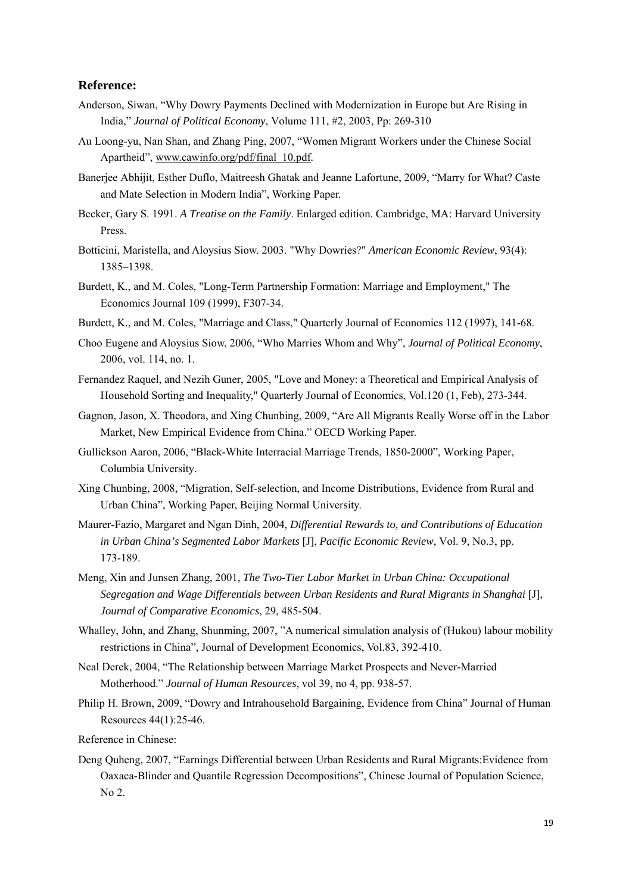**Reference:**

Anderson, Siwan, "Why Dowry Payments Declined with Modernization in Europe but Are Rising in India," *Journal of Political Economy*, Volume 111, #2, 2003, Pp: 269-310

Au Loong-yu, Nan Shan, and Zhang Ping, 2007, "Women Migrant Workers under the Chinese Social Apartheid", www.cawinfo.org/pdf/final_10.pdf.

Banerjee Abhijit, Esther Duflo, Maitreesh Ghatak and Jeanne Lafortune, 2009, "Marry for What? Caste and Mate Selection in Modern India", Working Paper.

Becker, Gary S. 1991. *A Treatise on the Family*. Enlarged edition. Cambridge, MA: Harvard University Press.

Botticini, Maristella, and Aloysius Siow. 2003. "Why Dowries?" *American Economic Review*, 93(4): 1385–1398.

Burdett, K., and M. Coles, "Long-Term Partnership Formation: Marriage and Employment," The Economics Journal 109 (1999), F307-34.

Burdett, K., and M. Coles, "Marriage and Class," Quarterly Journal of Economics 112 (1997), 141-68.

Choo Eugene and Aloysius Siow, 2006, "Who Marries Whom and Why", *Journal of Political Economy*, 2006, vol. 114, no. 1.

Fernandez Raquel, and Nezih Guner, 2005, "Love and Money: a Theoretical and Empirical Analysis of Household Sorting and Inequality," Quarterly Journal of Economics, Vol.120 (1, Feb), 273-344.

Gagnon, Jason, X. Theodora, and Xing Chunbing, 2009, "Are All Migrants Really Worse off in the Labor Market, New Empirical Evidence from China." OECD Working Paper.

Gullickson Aaron, 2006, "Black-White Interracial Marriage Trends, 1850-2000", Working Paper, Columbia University.

Xing Chunbing, 2008, "Migration, Self-selection, and Income Distributions, Evidence from Rural and Urban China", Working Paper, Beijing Normal University.

Maurer-Fazio, Margaret and Ngan Dinh, 2004, *Differential Rewards to, and Contributions of Education in Urban China's Segmented Labor Markets* [J], *Pacific Economic Review*, Vol. 9, No.3, pp. 173-189.

Meng, Xin and Junsen Zhang, 2001, *The Two-Tier Labor Market in Urban China: Occupational Segregation and Wage Differentials between Urban Residents and Rural Migrants in Shanghai* [J], *Journal of Comparative Economics*, 29, 485-504.

Whalley, John, and Zhang, Shunming, 2007, "A numerical simulation analysis of (Hukou) labour mobility restrictions in China", Journal of Development Economics, Vol.83, 392-410.

Neal Derek, 2004, "The Relationship between Marriage Market Prospects and Never-Married Motherhood." *Journal of Human Resources*, vol 39, no 4, pp. 938-57.

Philip H. Brown, 2009, "Dowry and Intrahousehold Bargaining, Evidence from China" Journal of Human Resources 44(1):25-46.

Reference in Chinese:

Deng Quheng, 2007, "Earnings Differential between Urban Residents and Rural Migrants:Evidence from Oaxaca-Blinder and Quantile Regression Decompositions", Chinese Journal of Population Science, No 2.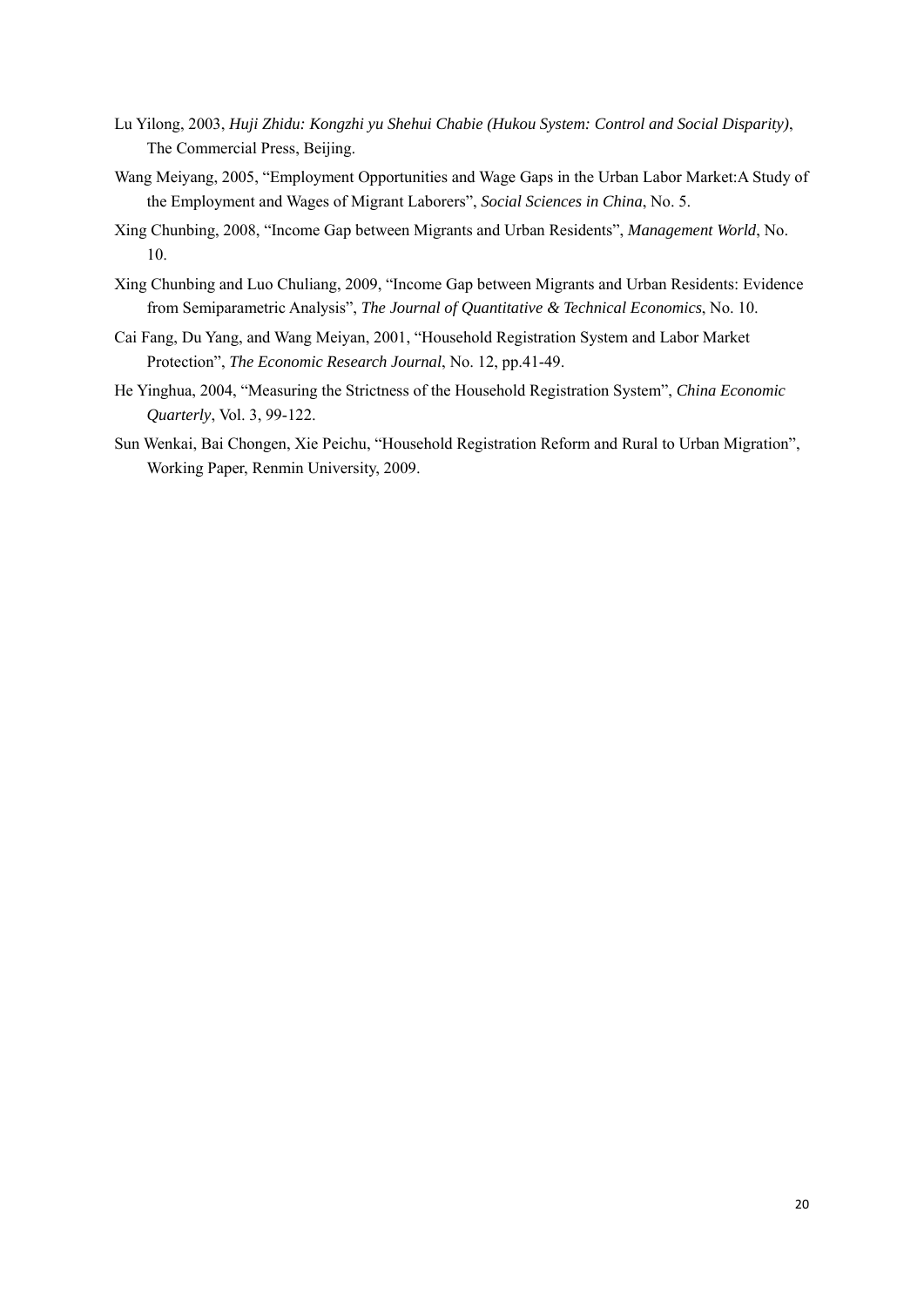Lu Yilong, 2003, *Huji Zhidu: Kongzhi yu Shehui Chabie (Hukou System: Control and Social Disparity)*, The Commercial Press, Beijing.

Wang Meiyang, 2005, "Employment Opportunities and Wage Gaps in the Urban Labor Market:A Study of the Employment and Wages of Migrant Laborers", *Social Sciences in China*, No. 5.

Xing Chunbing, 2008, "Income Gap between Migrants and Urban Residents", *Management World*, No. 10.

Xing Chunbing and Luo Chuliang, 2009, "Income Gap between Migrants and Urban Residents: Evidence from Semiparametric Analysis", *The Journal of Quantitative & Technical Economics*, No. 10.

Cai Fang, Du Yang, and Wang Meiyan, 2001, "Household Registration System and Labor Market Protection", *The Economic Research Journal*, No. 12, pp.41-49.

He Yinghua, 2004, "Measuring the Strictness of the Household Registration System", *China Economic Quarterly*, Vol. 3, 99-122.

Sun Wenkai, Bai Chongen, Xie Peichu, "Household Registration Reform and Rural to Urban Migration", Working Paper, Renmin University, 2009.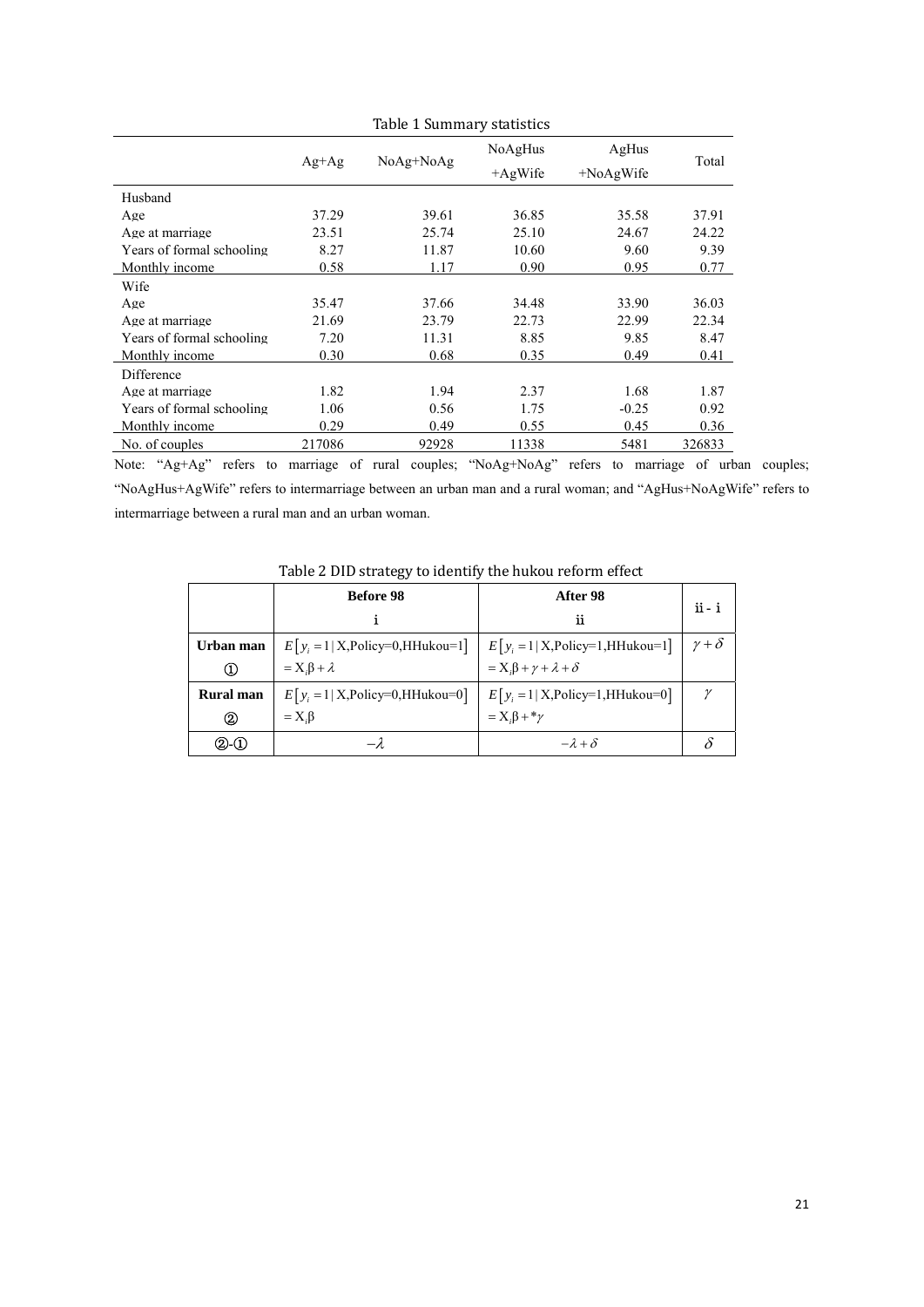Table 1 Summary statistics

| | Ag+Ag | NoAg+NoAg | NoAgHus +AgWife | AgHus +NoAgWife | Total |
|---|---|---|---|---|---|
| Husband | | | | | |
| Age | 37.29 | 39.61 | 36.85 | 35.58 | 37.91 |
| Age at marriage | 23.51 | 25.74 | 25.10 | 24.67 | 24.22 |
| Years of formal schooling | 8.27 | 11.87 | 10.60 | 9.60 | 9.39 |
| Monthly income | 0.58 | 1.17 | 0.90 | 0.95 | 0.77 |
| Wife | | | | | |
| Age | 35.47 | 37.66 | 34.48 | 33.90 | 36.03 |
| Age at marriage | 21.69 | 23.79 | 22.73 | 22.99 | 22.34 |
| Years of formal schooling | 7.20 | 11.31 | 8.85 | 9.85 | 8.47 |
| Monthly income | 0.30 | 0.68 | 0.35 | 0.49 | 0.41 |
| Difference | | | | | |
| Age at marriage | 1.82 | 1.94 | 2.37 | 1.68 | 1.87 |
| Years of formal schooling | 1.06 | 0.56 | 1.75 | -0.25 | 0.92 |
| Monthly income | 0.29 | 0.49 | 0.55 | 0.45 | 0.36 |
| No. of couples | 217086 | 92928 | 11338 | 5481 | 326833 |

Note: "Ag+Ag" refers to marriage of rural couples; "NoAg+NoAg" refers to marriage of urban couples; "NoAgHus+AgWife" refers to intermarriage between an urban man and a rural woman; and "AgHus+NoAgWife" refers to intermarriage between a rural man and an urban woman.

Table 2 DID strategy to identify the hukou reform effect

| | **Before 98** i | **After 98** ii | ii - i |
|---|---|---|---|
| **Urban man** ① | $E\left[y_i=1 \mid \text{X,Policy=0,HHukou=1}\right]$ $=\text{X}_i\beta+\lambda$ | $E\left[y_i=1 \mid \text{X,Policy=1,HHukou=1}\right]$ $=\text{X}_i\beta+\gamma+\lambda+\delta$ | $\gamma+\delta$ |
| **Rural man** ② | $E\left[y_i=1 \mid \text{X,Policy=0,HHukou=0}\right]$ $=\text{X}_i\beta$ | $E\left[y_i=1 \mid \text{X,Policy=1,HHukou=0}\right]$ $=\text{X}_i\beta+{}^*\gamma$ | $\gamma$ |
| ②-① | $-\lambda$ | $-\lambda+\delta$ | $\delta$ |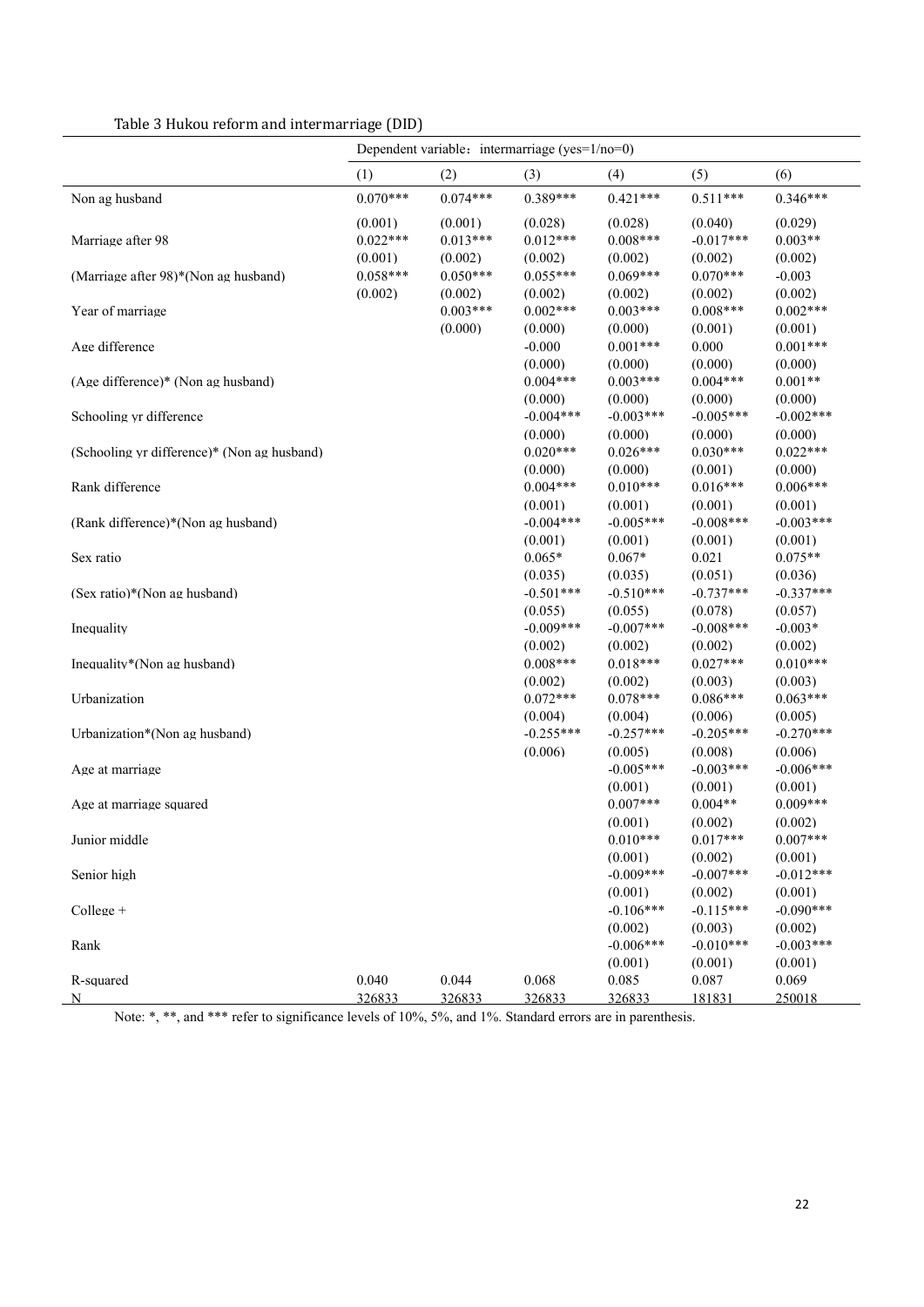Table 3 Hukou reform and intermarriage (DID)

| | Dependent variable：intermarriage (yes=1/no=0) | | | | | |
|---|---|---|---|---|---|---|
| | (1) | (2) | (3) | (4) | (5) | (6) |
| Non ag husband | 0.070*** | 0.074*** | 0.389*** | 0.421*** | 0.511*** | 0.346*** |
| | (0.001) | (0.001) | (0.028) | (0.028) | (0.040) | (0.029) |
| Marriage after 98 | 0.022*** | 0.013*** | 0.012*** | 0.008*** | -0.017*** | 0.003** |
| | (0.001) | (0.002) | (0.002) | (0.002) | (0.002) | (0.002) |
| (Marriage after 98)*(Non ag husband) | 0.058*** | 0.050*** | 0.055*** | 0.069*** | 0.070*** | -0.003 |
| | (0.002) | (0.002) | (0.002) | (0.002) | (0.002) | (0.002) |
| Year of marriage | | 0.003*** | 0.002*** | 0.003*** | 0.008*** | 0.002*** |
| | | (0.000) | (0.000) | (0.000) | (0.001) | (0.001) |
| Age difference | | | -0.000 | 0.001*** | 0.000 | 0.001*** |
| | | | (0.000) | (0.000) | (0.000) | (0.000) |
| (Age difference)* (Non ag husband) | | | 0.004*** | 0.003*** | 0.004*** | 0.001** |
| | | | (0.000) | (0.000) | (0.000) | (0.000) |
| Schooling yr difference | | | -0.004*** | -0.003*** | -0.005*** | -0.002*** |
| | | | (0.000) | (0.000) | (0.000) | (0.000) |
| (Schooling yr difference)* (Non ag husband) | | | 0.020*** | 0.026*** | 0.030*** | 0.022*** |
| | | | (0.000) | (0.000) | (0.001) | (0.000) |
| Rank difference | | | 0.004*** | 0.010*** | 0.016*** | 0.006*** |
| | | | (0.001) | (0.001) | (0.001) | (0.001) |
| (Rank difference)*(Non ag husband) | | | -0.004*** | -0.005*** | -0.008*** | -0.003*** |
| | | | (0.001) | (0.001) | (0.001) | (0.001) |
| Sex ratio | | | 0.065* | 0.067* | 0.021 | 0.075** |
| | | | (0.035) | (0.035) | (0.051) | (0.036) |
| (Sex ratio)*(Non ag husband) | | | -0.501*** | -0.510*** | -0.737*** | -0.337*** |
| | | | (0.055) | (0.055) | (0.078) | (0.057) |
| Inequality | | | -0.009*** | -0.007*** | -0.008*** | -0.003* |
| | | | (0.002) | (0.002) | (0.002) | (0.002) |
| Inequality*(Non ag husband) | | | 0.008*** | 0.018*** | 0.027*** | 0.010*** |
| | | | (0.002) | (0.002) | (0.003) | (0.003) |
| Urbanization | | | 0.072*** | 0.078*** | 0.086*** | 0.063*** |
| | | | (0.004) | (0.004) | (0.006) | (0.005) |
| Urbanization*(Non ag husband) | | | -0.255*** | -0.257*** | -0.205*** | -0.270*** |
| | | | (0.006) | (0.005) | (0.008) | (0.006) |
| Age at marriage | | | | -0.005*** | -0.003*** | -0.006*** |
| | | | | (0.001) | (0.001) | (0.001) |
| Age at marriage squared | | | | 0.007*** | 0.004** | 0.009*** |
| | | | | (0.001) | (0.002) | (0.002) |
| Junior middle | | | | 0.010*** | 0.017*** | 0.007*** |
| | | | | (0.001) | (0.002) | (0.001) |
| Senior high | | | | -0.009*** | -0.007*** | -0.012*** |
| | | | | (0.001) | (0.002) | (0.001) |
| College + | | | | -0.106*** | -0.115*** | -0.090*** |
| | | | | (0.002) | (0.003) | (0.002) |
| Rank | | | | -0.006*** | -0.010*** | -0.003*** |
| | | | | (0.001) | (0.001) | (0.001) |
| R-squared | 0.040 | 0.044 | 0.068 | 0.085 | 0.087 | 0.069 |
| N | 326833 | 326833 | 326833 | 326833 | 181831 | 250018 |

Note: *, **, and *** refer to significance levels of 10%, 5%, and 1%. Standard errors are in parenthesis.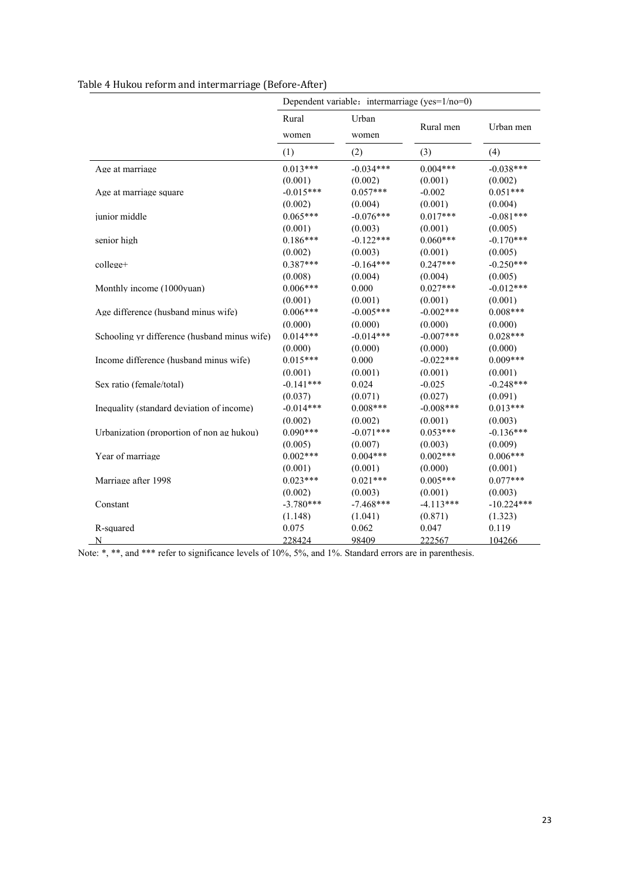Table 4 Hukou reform and intermarriage (Before-After)

| | Dependent variable：intermarriage (yes=1/no=0) | | | |
|---|---|---|---|---|
| | Rural women | Urban women | Rural men | Urban men |
| | (1) | (2) | (3) | (4) |
| Age at marriage | 0.013*** | -0.034*** | 0.004*** | -0.038*** |
| | (0.001) | (0.002) | (0.001) | (0.002) |
| Age at marriage square | -0.015*** | 0.057*** | -0.002 | 0.051*** |
| | (0.002) | (0.004) | (0.001) | (0.004) |
| junior middle | 0.065*** | -0.076*** | 0.017*** | -0.081*** |
| | (0.001) | (0.003) | (0.001) | (0.005) |
| senior high | 0.186*** | -0.122*** | 0.060*** | -0.170*** |
| | (0.002) | (0.003) | (0.001) | (0.005) |
| college+ | 0.387*** | -0.164*** | 0.247*** | -0.250*** |
| | (0.008) | (0.004) | (0.004) | (0.005) |
| Monthly income (1000yuan) | 0.006*** | 0.000 | 0.027*** | -0.012*** |
| | (0.001) | (0.001) | (0.001) | (0.001) |
| Age difference (husband minus wife) | 0.006*** | -0.005*** | -0.002*** | 0.008*** |
| | (0.000) | (0.000) | (0.000) | (0.000) |
| Schooling yr difference (husband minus wife) | 0.014*** | -0.014*** | -0.007*** | 0.028*** |
| | (0.000) | (0.000) | (0.000) | (0.000) |
| Income difference (husband minus wife) | 0.015*** | 0.000 | -0.022*** | 0.009*** |
| | (0.001) | (0.001) | (0.001) | (0.001) |
| Sex ratio (female/total) | -0.141*** | 0.024 | -0.025 | -0.248*** |
| | (0.037) | (0.071) | (0.027) | (0.091) |
| Inequality (standard deviation of income) | -0.014*** | 0.008*** | -0.008*** | 0.013*** |
| | (0.002) | (0.002) | (0.001) | (0.003) |
| Urbanization (proportion of non ag hukou) | 0.090*** | -0.071*** | 0.053*** | -0.136*** |
| | (0.005) | (0.007) | (0.003) | (0.009) |
| Year of marriage | 0.002*** | 0.004*** | 0.002*** | 0.006*** |
| | (0.001) | (0.001) | (0.000) | (0.001) |
| Marriage after 1998 | 0.023*** | 0.021*** | 0.005*** | 0.077*** |
| | (0.002) | (0.003) | (0.001) | (0.003) |
| Constant | -3.780*** | -7.468*** | -4.113*** | -10.224*** |
| | (1.148) | (1.041) | (0.871) | (1.323) |
| R-squared | 0.075 | 0.062 | 0.047 | 0.119 |
| N | 228424 | 98409 | 222567 | 104266 |

Note: *, **, and *** refer to significance levels of 10%, 5%, and 1%. Standard errors are in parenthesis.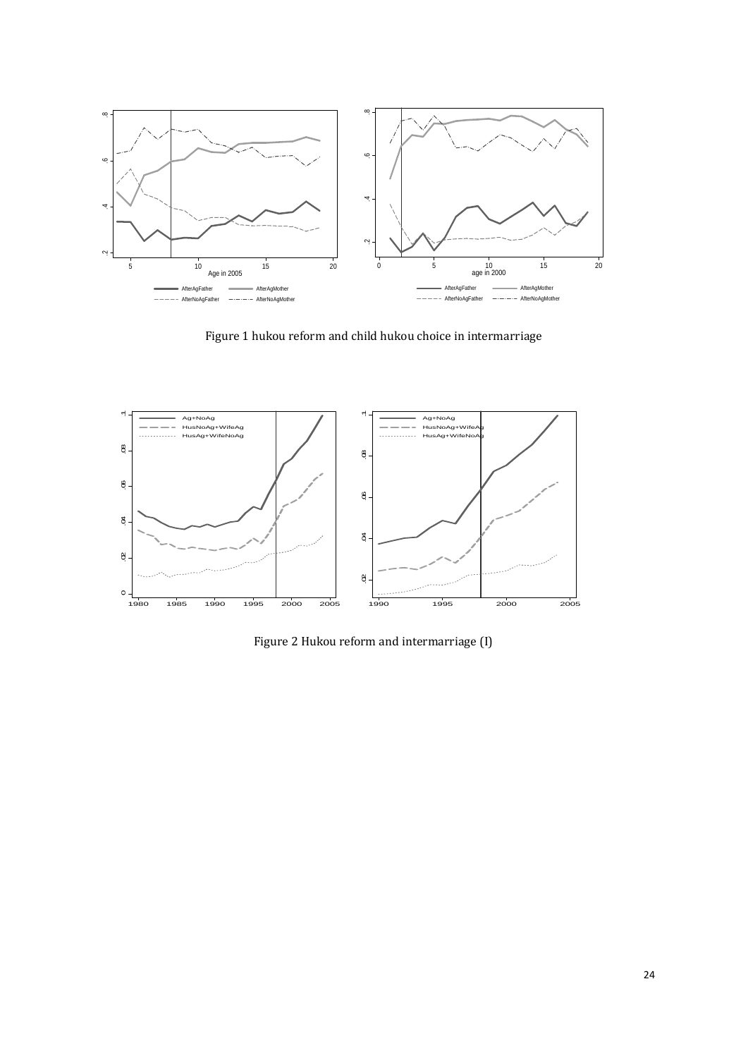Figure 1 hukou reform and child hukou choice in intermarriage

Figure 2 Hukou reform and intermarriage (I)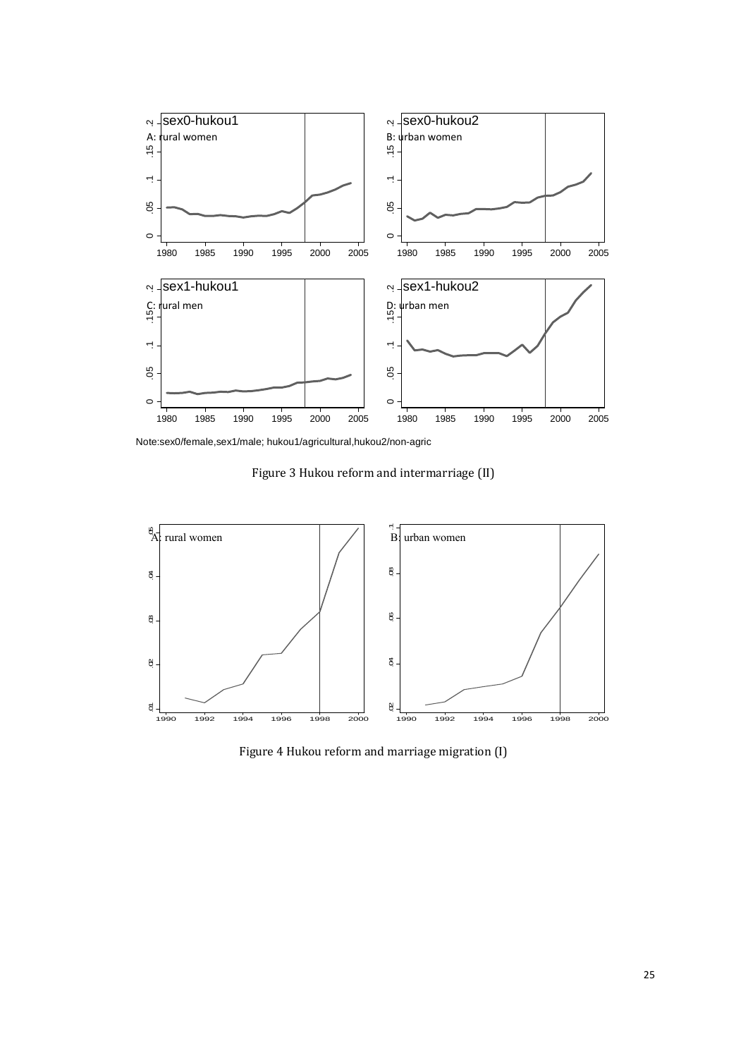Note:sex0/female,sex1/male; hukou1/agricultural,hukou2/non-agric

Figure 3 Hukou reform and intermarriage (II)

Figure 4 Hukou reform and marriage migration (I)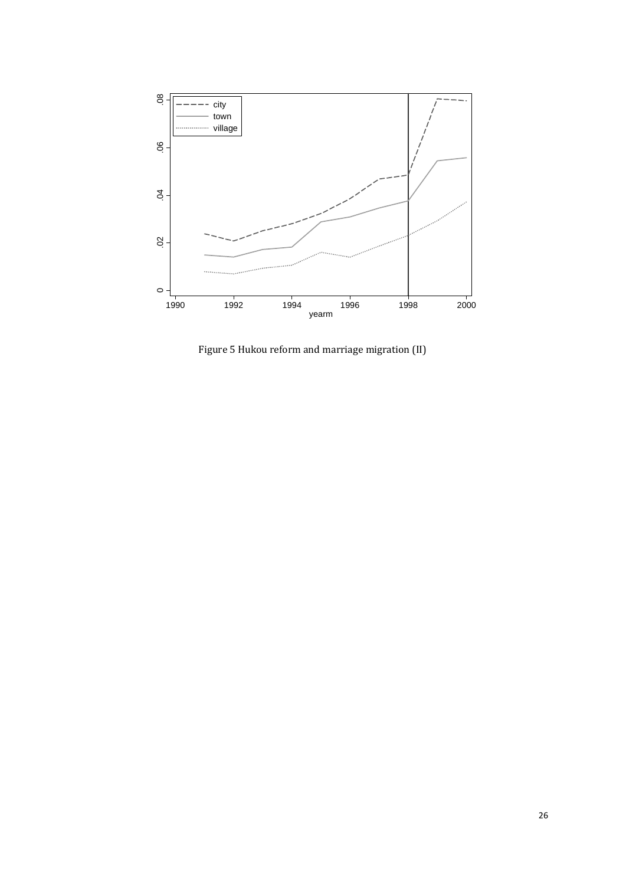.08
.06
.04
.02
0

city
town
village

1990
1992
1994
1996
1998
2000
yearm

Figure 5 Hukou reform and marriage migration (II)